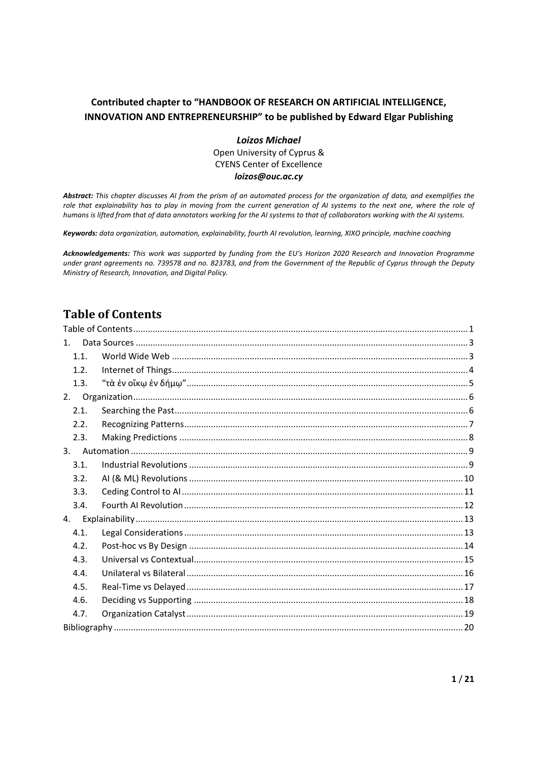**Contributed chapter to "HANDBOOK OF RESEARCH ON ARTIFICIAL INTELLIGENCE, INNOVATION AND ENTREPRENEURSHIP" to be published by Edward Elgar Publishing**

***Loizos Michael***
Open University of Cyprus &
CYENS Center of Excellence
***loizos@ouc.ac.cy***

***Abstract:*** *This chapter discusses AI from the prism of an automated process for the organization of data, and exemplifies the role that explainability has to play in moving from the current generation of AI systems to the next one, where the role of humans is lifted from that of data annotators working for the AI systems to that of collaborators working with the AI systems.*

***Keywords:*** *data organization, automation, explainability, fourth AI revolution, learning, XIXO principle, machine coaching*

***Acknowledgements:*** *This work was supported by funding from the EU's Horizon 2020 Research and Innovation Programme under grant agreements no. 739578 and no. 823783, and from the Government of the Republic of Cyprus through the Deputy Ministry of Research, Innovation, and Digital Policy.*

# Table of Contents

- Table of Contents ..... 1
- 1. Data Sources ..... 3
  - 1.1. World Wide Web ..... 3
  - 1.2. Internet of Things ..... 4
  - 1.3. "τὰ ἐν οἴκῳ ἐν δήμῳ" ..... 5
- 2. Organization ..... 6
  - 2.1. Searching the Past ..... 6
  - 2.2. Recognizing Patterns ..... 7
  - 2.3. Making Predictions ..... 8
- 3. Automation ..... 9
  - 3.1. Industrial Revolutions ..... 9
  - 3.2. AI (& ML) Revolutions ..... 10
  - 3.3. Ceding Control to AI ..... 11
  - 3.4. Fourth AI Revolution ..... 12
- 4. Explainability ..... 13
  - 4.1. Legal Considerations ..... 13
  - 4.2. Post-hoc vs By Design ..... 14
  - 4.3. Universal vs Contextual ..... 15
  - 4.4. Unilateral vs Bilateral ..... 16
  - 4.5. Real-Time vs Delayed ..... 17
  - 4.6. Deciding vs Supporting ..... 18
  - 4.7. Organization Catalyst ..... 19
- Bibliography ..... 20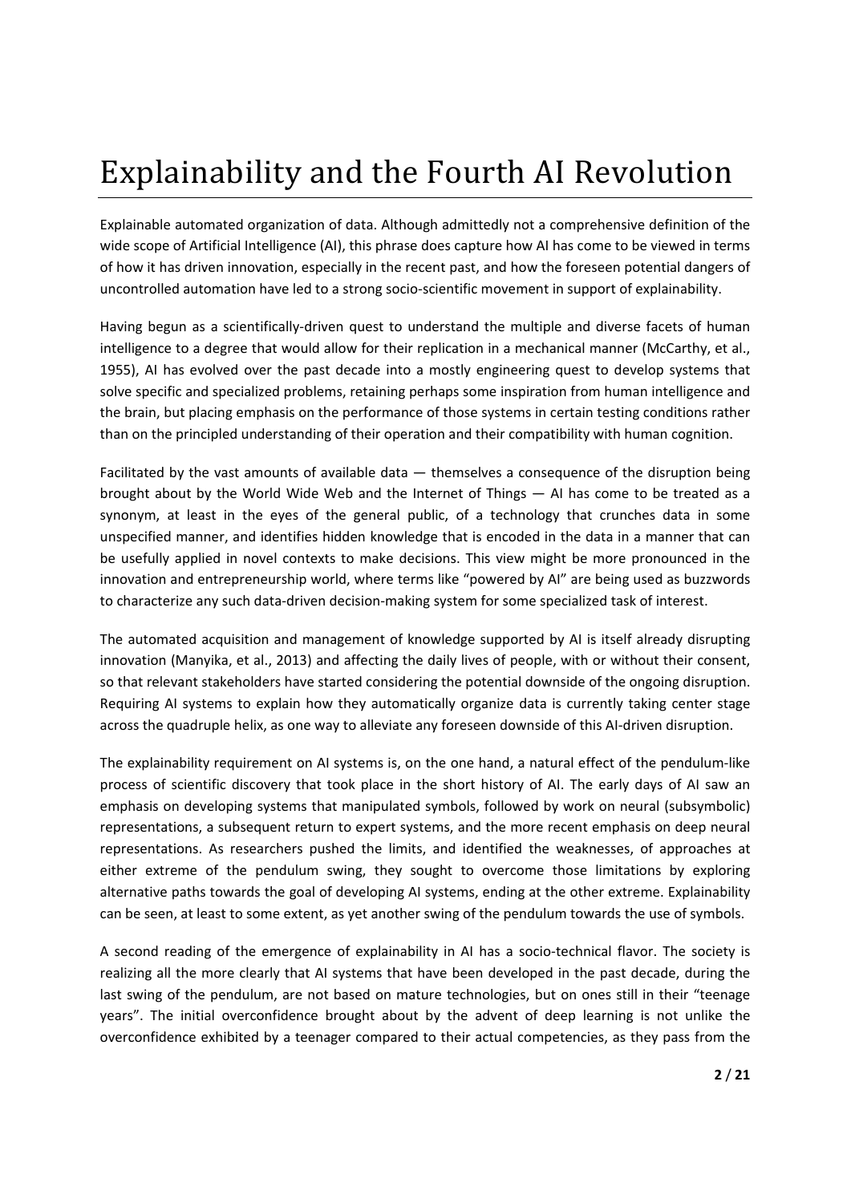# Explainability and the Fourth AI Revolution

Explainable automated organization of data. Although admittedly not a comprehensive definition of the wide scope of Artificial Intelligence (AI), this phrase does capture how AI has come to be viewed in terms of how it has driven innovation, especially in the recent past, and how the foreseen potential dangers of uncontrolled automation have led to a strong socio-scientific movement in support of explainability.

Having begun as a scientifically-driven quest to understand the multiple and diverse facets of human intelligence to a degree that would allow for their replication in a mechanical manner (McCarthy, et al., 1955), AI has evolved over the past decade into a mostly engineering quest to develop systems that solve specific and specialized problems, retaining perhaps some inspiration from human intelligence and the brain, but placing emphasis on the performance of those systems in certain testing conditions rather than on the principled understanding of their operation and their compatibility with human cognition.

Facilitated by the vast amounts of available data — themselves a consequence of the disruption being brought about by the World Wide Web and the Internet of Things — AI has come to be treated as a synonym, at least in the eyes of the general public, of a technology that crunches data in some unspecified manner, and identifies hidden knowledge that is encoded in the data in a manner that can be usefully applied in novel contexts to make decisions. This view might be more pronounced in the innovation and entrepreneurship world, where terms like "powered by AI" are being used as buzzwords to characterize any such data-driven decision-making system for some specialized task of interest.

The automated acquisition and management of knowledge supported by AI is itself already disrupting innovation (Manyika, et al., 2013) and affecting the daily lives of people, with or without their consent, so that relevant stakeholders have started considering the potential downside of the ongoing disruption. Requiring AI systems to explain how they automatically organize data is currently taking center stage across the quadruple helix, as one way to alleviate any foreseen downside of this AI-driven disruption.

The explainability requirement on AI systems is, on the one hand, a natural effect of the pendulum-like process of scientific discovery that took place in the short history of AI. The early days of AI saw an emphasis on developing systems that manipulated symbols, followed by work on neural (subsymbolic) representations, a subsequent return to expert systems, and the more recent emphasis on deep neural representations. As researchers pushed the limits, and identified the weaknesses, of approaches at either extreme of the pendulum swing, they sought to overcome those limitations by exploring alternative paths towards the goal of developing AI systems, ending at the other extreme. Explainability can be seen, at least to some extent, as yet another swing of the pendulum towards the use of symbols.

A second reading of the emergence of explainability in AI has a socio-technical flavor. The society is realizing all the more clearly that AI systems that have been developed in the past decade, during the last swing of the pendulum, are not based on mature technologies, but on ones still in their "teenage years". The initial overconfidence brought about by the advent of deep learning is not unlike the overconfidence exhibited by a teenager compared to their actual competencies, as they pass from the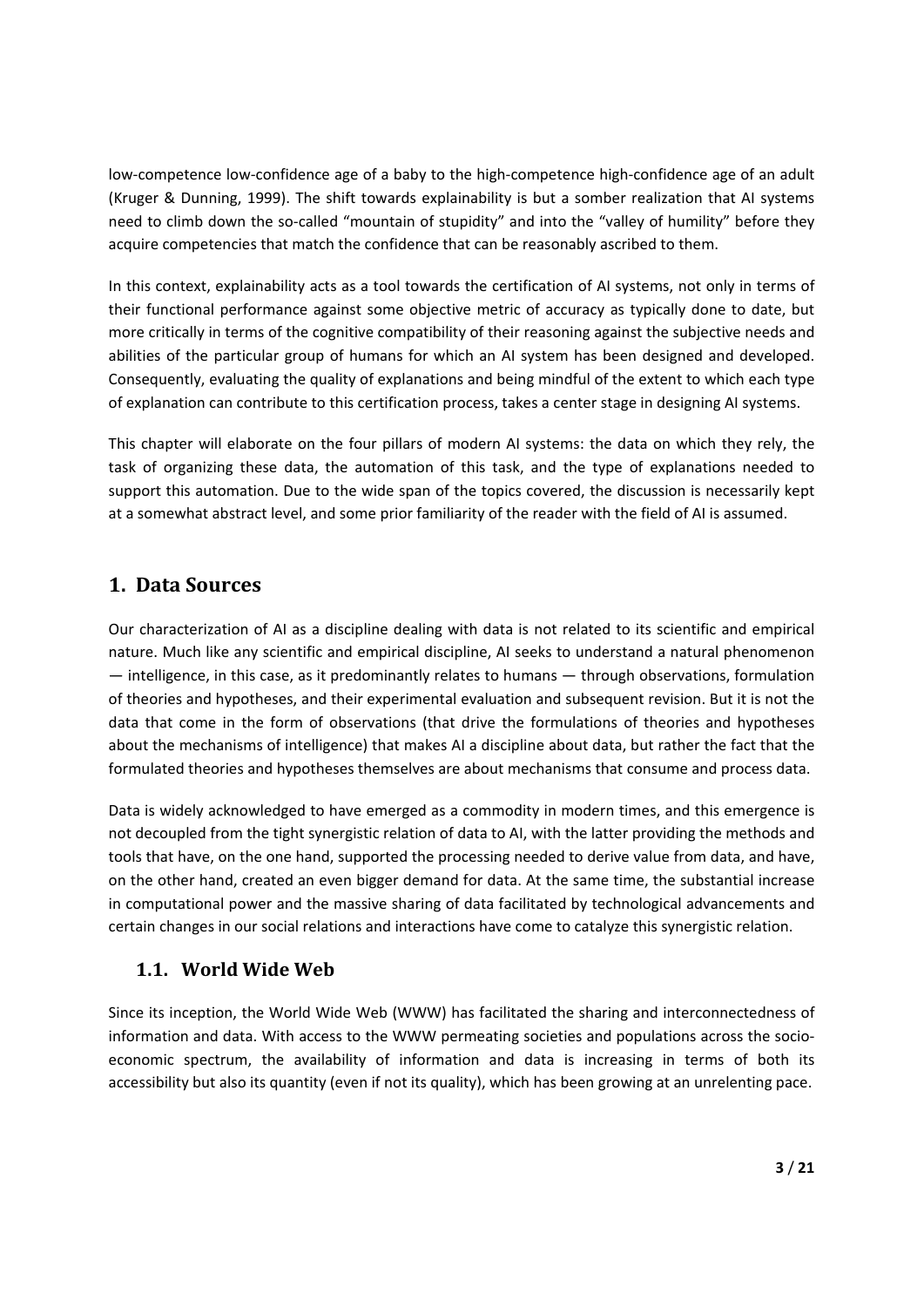low-competence low-confidence age of a baby to the high-competence high-confidence age of an adult (Kruger & Dunning, 1999). The shift towards explainability is but a somber realization that AI systems need to climb down the so-called "mountain of stupidity" and into the "valley of humility" before they acquire competencies that match the confidence that can be reasonably ascribed to them.

In this context, explainability acts as a tool towards the certification of AI systems, not only in terms of their functional performance against some objective metric of accuracy as typically done to date, but more critically in terms of the cognitive compatibility of their reasoning against the subjective needs and abilities of the particular group of humans for which an AI system has been designed and developed. Consequently, evaluating the quality of explanations and being mindful of the extent to which each type of explanation can contribute to this certification process, takes a center stage in designing AI systems.

This chapter will elaborate on the four pillars of modern AI systems: the data on which they rely, the task of organizing these data, the automation of this task, and the type of explanations needed to support this automation. Due to the wide span of the topics covered, the discussion is necessarily kept at a somewhat abstract level, and some prior familiarity of the reader with the field of AI is assumed.

## 1. Data Sources

Our characterization of AI as a discipline dealing with data is not related to its scientific and empirical nature. Much like any scientific and empirical discipline, AI seeks to understand a natural phenomenon — intelligence, in this case, as it predominantly relates to humans — through observations, formulation of theories and hypotheses, and their experimental evaluation and subsequent revision. But it is not the data that come in the form of observations (that drive the formulations of theories and hypotheses about the mechanisms of intelligence) that makes AI a discipline about data, but rather the fact that the formulated theories and hypotheses themselves are about mechanisms that consume and process data.

Data is widely acknowledged to have emerged as a commodity in modern times, and this emergence is not decoupled from the tight synergistic relation of data to AI, with the latter providing the methods and tools that have, on the one hand, supported the processing needed to derive value from data, and have, on the other hand, created an even bigger demand for data. At the same time, the substantial increase in computational power and the massive sharing of data facilitated by technological advancements and certain changes in our social relations and interactions have come to catalyze this synergistic relation.

### 1.1. World Wide Web

Since its inception, the World Wide Web (WWW) has facilitated the sharing and interconnectedness of information and data. With access to the WWW permeating societies and populations across the socio-economic spectrum, the availability of information and data is increasing in terms of both its accessibility but also its quantity (even if not its quality), which has been growing at an unrelenting pace.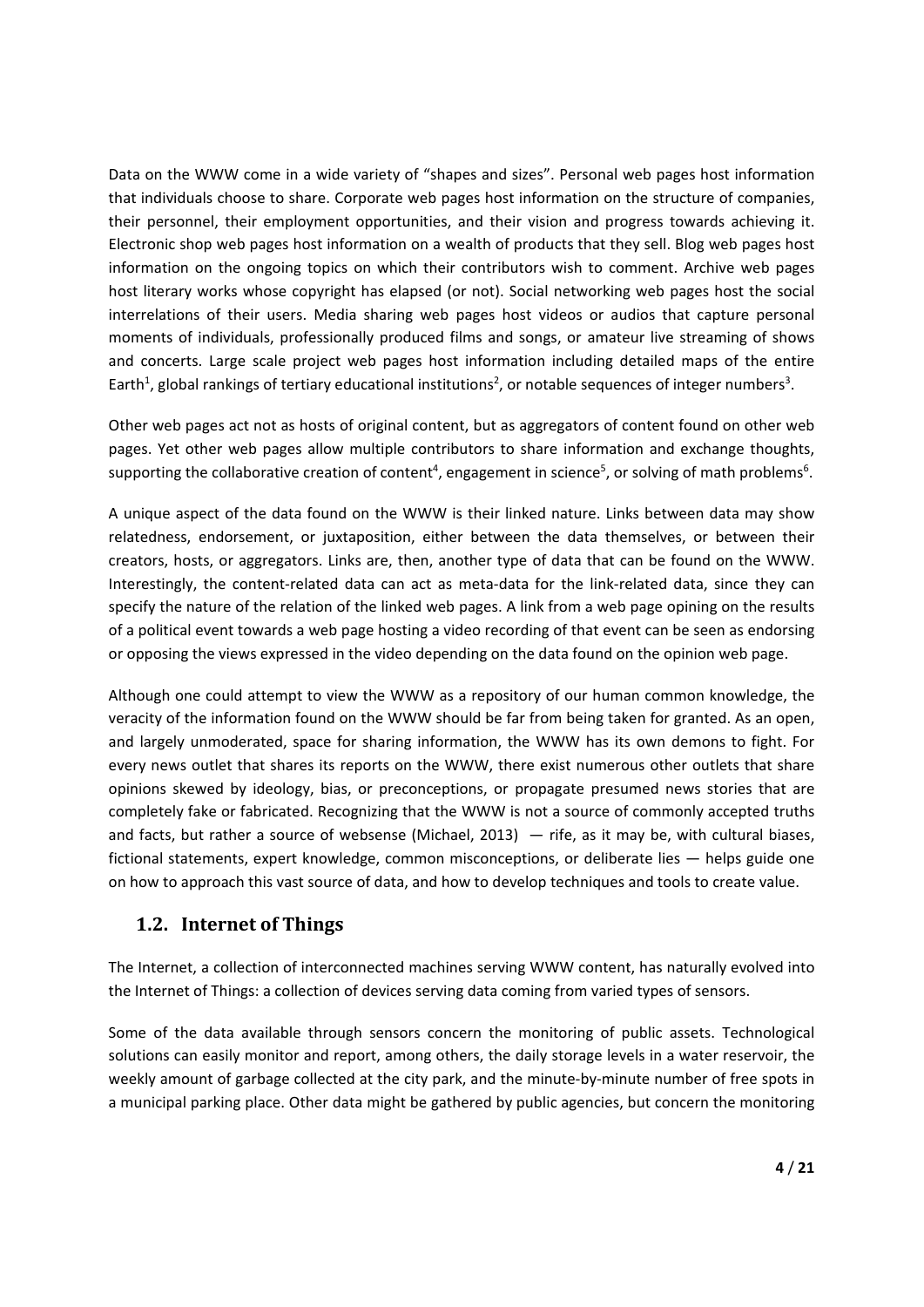Data on the WWW come in a wide variety of "shapes and sizes". Personal web pages host information that individuals choose to share. Corporate web pages host information on the structure of companies, their personnel, their employment opportunities, and their vision and progress towards achieving it. Electronic shop web pages host information on a wealth of products that they sell. Blog web pages host information on the ongoing topics on which their contributors wish to comment. Archive web pages host literary works whose copyright has elapsed (or not). Social networking web pages host the social interrelations of their users. Media sharing web pages host videos or audios that capture personal moments of individuals, professionally produced films and songs, or amateur live streaming of shows and concerts. Large scale project web pages host information including detailed maps of the entire Earth[1], global rankings of tertiary educational institutions[2], or notable sequences of integer numbers[3].

Other web pages act not as hosts of original content, but as aggregators of content found on other web pages. Yet other web pages allow multiple contributors to share information and exchange thoughts, supporting the collaborative creation of content[4], engagement in science[5], or solving of math problems[6].

A unique aspect of the data found on the WWW is their linked nature. Links between data may show relatedness, endorsement, or juxtaposition, either between the data themselves, or between their creators, hosts, or aggregators. Links are, then, another type of data that can be found on the WWW. Interestingly, the content-related data can act as meta-data for the link-related data, since they can specify the nature of the relation of the linked web pages. A link from a web page opining on the results of a political event towards a web page hosting a video recording of that event can be seen as endorsing or opposing the views expressed in the video depending on the data found on the opinion web page.

Although one could attempt to view the WWW as a repository of our human common knowledge, the veracity of the information found on the WWW should be far from being taken for granted. As an open, and largely unmoderated, space for sharing information, the WWW has its own demons to fight. For every news outlet that shares its reports on the WWW, there exist numerous other outlets that share opinions skewed by ideology, bias, or preconceptions, or propagate presumed news stories that are completely fake or fabricated. Recognizing that the WWW is not a source of commonly accepted truths and facts, but rather a source of websense (Michael, 2013) — rife, as it may be, with cultural biases, fictional statements, expert knowledge, common misconceptions, or deliberate lies — helps guide one on how to approach this vast source of data, and how to develop techniques and tools to create value.

## 1.2. Internet of Things

The Internet, a collection of interconnected machines serving WWW content, has naturally evolved into the Internet of Things: a collection of devices serving data coming from varied types of sensors.

Some of the data available through sensors concern the monitoring of public assets. Technological solutions can easily monitor and report, among others, the daily storage levels in a water reservoir, the weekly amount of garbage collected at the city park, and the minute-by-minute number of free spots in a municipal parking place. Other data might be gathered by public agencies, but concern the monitoring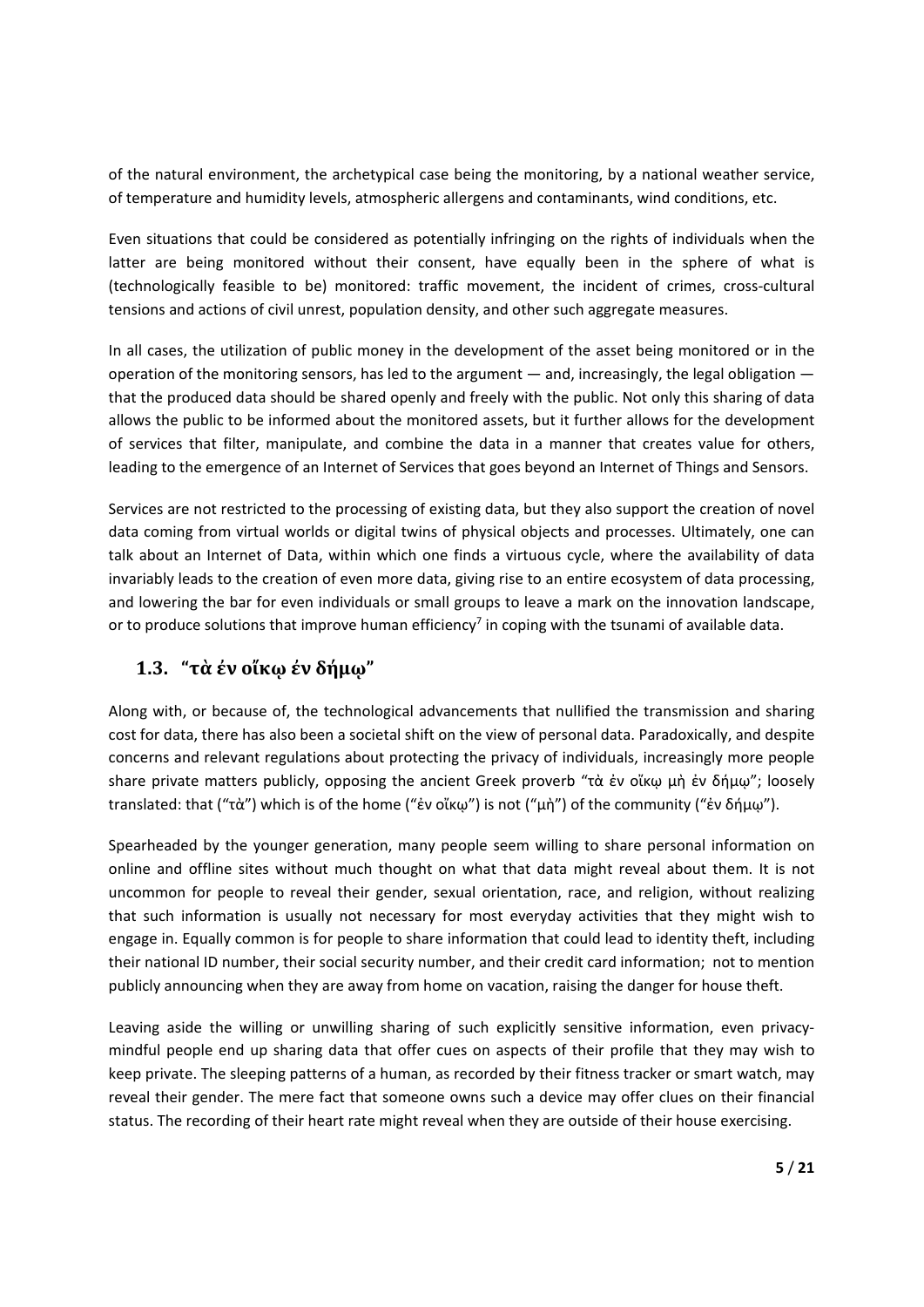of the natural environment, the archetypical case being the monitoring, by a national weather service, of temperature and humidity levels, atmospheric allergens and contaminants, wind conditions, etc.

Even situations that could be considered as potentially infringing on the rights of individuals when the latter are being monitored without their consent, have equally been in the sphere of what is (technologically feasible to be) monitored: traffic movement, the incident of crimes, cross-cultural tensions and actions of civil unrest, population density, and other such aggregate measures.

In all cases, the utilization of public money in the development of the asset being monitored or in the operation of the monitoring sensors, has led to the argument — and, increasingly, the legal obligation — that the produced data should be shared openly and freely with the public. Not only this sharing of data allows the public to be informed about the monitored assets, but it further allows for the development of services that filter, manipulate, and combine the data in a manner that creates value for others, leading to the emergence of an Internet of Services that goes beyond an Internet of Things and Sensors.

Services are not restricted to the processing of existing data, but they also support the creation of novel data coming from virtual worlds or digital twins of physical objects and processes. Ultimately, one can talk about an Internet of Data, within which one finds a virtuous cycle, where the availability of data invariably leads to the creation of even more data, giving rise to an entire ecosystem of data processing, and lowering the bar for even individuals or small groups to leave a mark on the innovation landscape, or to produce solutions that improve human efficiency[7] in coping with the tsunami of available data.

## 1.3. "τὰ ἐν οἴκῳ ἐν δήμῳ"

Along with, or because of, the technological advancements that nullified the transmission and sharing cost for data, there has also been a societal shift on the view of personal data. Paradoxically, and despite concerns and relevant regulations about protecting the privacy of individuals, increasingly more people share private matters publicly, opposing the ancient Greek proverb "τὰ ἐν οἴκῳ μὴ ἐν δήμῳ"; loosely translated: that ("τὰ") which is of the home ("ἐν οἴκῳ") is not ("μὴ") of the community ("ἐν δήμῳ").

Spearheaded by the younger generation, many people seem willing to share personal information on online and offline sites without much thought on what that data might reveal about them. It is not uncommon for people to reveal their gender, sexual orientation, race, and religion, without realizing that such information is usually not necessary for most everyday activities that they might wish to engage in. Equally common is for people to share information that could lead to identity theft, including their national ID number, their social security number, and their credit card information; not to mention publicly announcing when they are away from home on vacation, raising the danger for house theft.

Leaving aside the willing or unwilling sharing of such explicitly sensitive information, even privacy-mindful people end up sharing data that offer cues on aspects of their profile that they may wish to keep private. The sleeping patterns of a human, as recorded by their fitness tracker or smart watch, may reveal their gender. The mere fact that someone owns such a device may offer clues on their financial status. The recording of their heart rate might reveal when they are outside of their house exercising.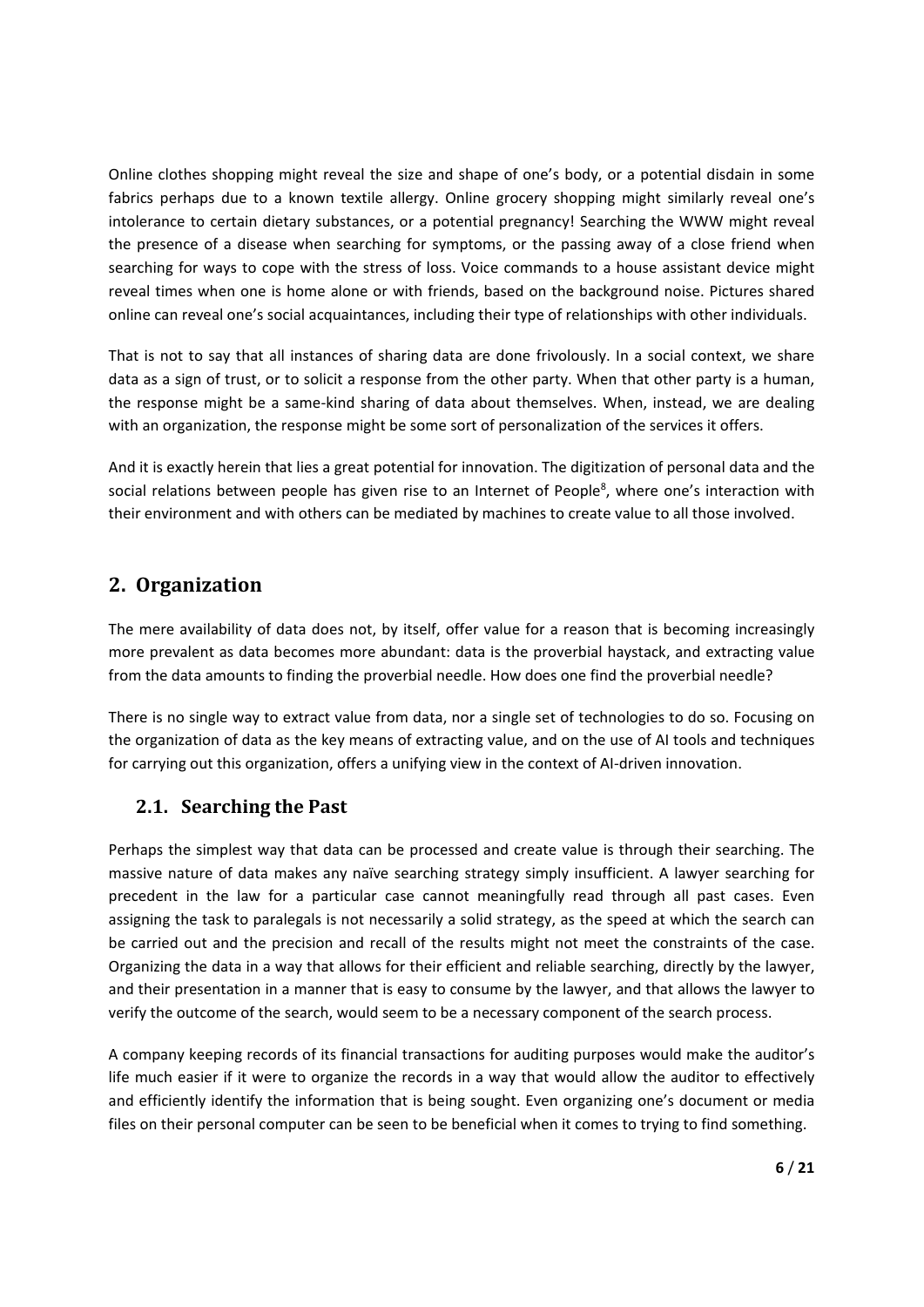Online clothes shopping might reveal the size and shape of one's body, or a potential disdain in some fabrics perhaps due to a known textile allergy. Online grocery shopping might similarly reveal one's intolerance to certain dietary substances, or a potential pregnancy! Searching the WWW might reveal the presence of a disease when searching for symptoms, or the passing away of a close friend when searching for ways to cope with the stress of loss. Voice commands to a house assistant device might reveal times when one is home alone or with friends, based on the background noise. Pictures shared online can reveal one's social acquaintances, including their type of relationships with other individuals.

That is not to say that all instances of sharing data are done frivolously. In a social context, we share data as a sign of trust, or to solicit a response from the other party. When that other party is a human, the response might be a same-kind sharing of data about themselves. When, instead, we are dealing with an organization, the response might be some sort of personalization of the services it offers.

And it is exactly herein that lies a great potential for innovation. The digitization of personal data and the social relations between people has given rise to an Internet of People[8], where one's interaction with their environment and with others can be mediated by machines to create value to all those involved.

## 2. Organization

The mere availability of data does not, by itself, offer value for a reason that is becoming increasingly more prevalent as data becomes more abundant: data is the proverbial haystack, and extracting value from the data amounts to finding the proverbial needle. How does one find the proverbial needle?

There is no single way to extract value from data, nor a single set of technologies to do so. Focusing on the organization of data as the key means of extracting value, and on the use of AI tools and techniques for carrying out this organization, offers a unifying view in the context of AI-driven innovation.

### 2.1. Searching the Past

Perhaps the simplest way that data can be processed and create value is through their searching. The massive nature of data makes any naïve searching strategy simply insufficient. A lawyer searching for precedent in the law for a particular case cannot meaningfully read through all past cases. Even assigning the task to paralegals is not necessarily a solid strategy, as the speed at which the search can be carried out and the precision and recall of the results might not meet the constraints of the case. Organizing the data in a way that allows for their efficient and reliable searching, directly by the lawyer, and their presentation in a manner that is easy to consume by the lawyer, and that allows the lawyer to verify the outcome of the search, would seem to be a necessary component of the search process.

A company keeping records of its financial transactions for auditing purposes would make the auditor's life much easier if it were to organize the records in a way that would allow the auditor to effectively and efficiently identify the information that is being sought. Even organizing one's document or media files on their personal computer can be seen to be beneficial when it comes to trying to find something.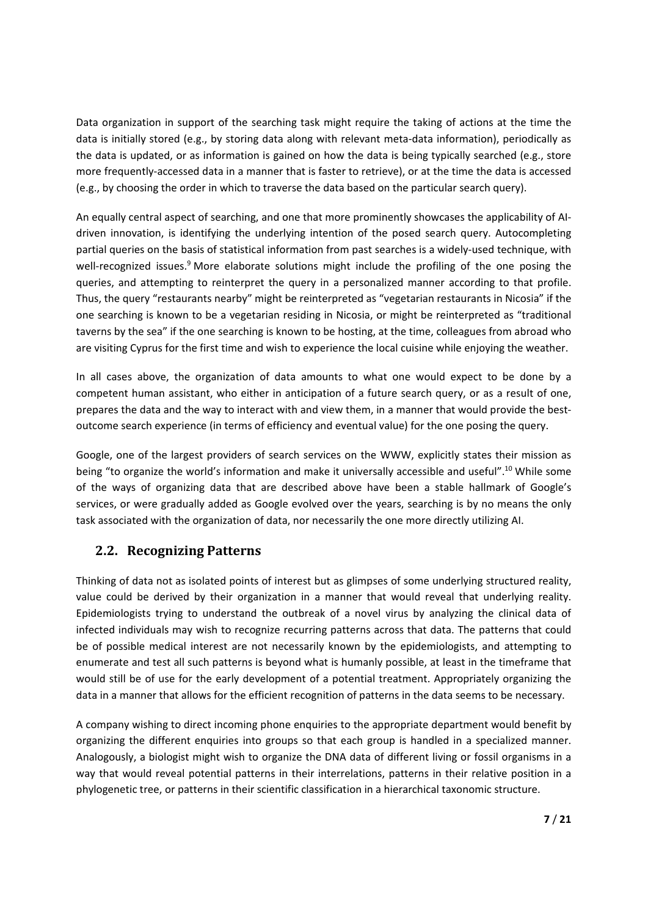Data organization in support of the searching task might require the taking of actions at the time the data is initially stored (e.g., by storing data along with relevant meta-data information), periodically as the data is updated, or as information is gained on how the data is being typically searched (e.g., store more frequently-accessed data in a manner that is faster to retrieve), or at the time the data is accessed (e.g., by choosing the order in which to traverse the data based on the particular search query).

An equally central aspect of searching, and one that more prominently showcases the applicability of AI-driven innovation, is identifying the underlying intention of the posed search query. Autocompleting partial queries on the basis of statistical information from past searches is a widely-used technique, with well-recognized issues.[9] More elaborate solutions might include the profiling of the one posing the queries, and attempting to reinterpret the query in a personalized manner according to that profile. Thus, the query "restaurants nearby" might be reinterpreted as "vegetarian restaurants in Nicosia" if the one searching is known to be a vegetarian residing in Nicosia, or might be reinterpreted as "traditional taverns by the sea" if the one searching is known to be hosting, at the time, colleagues from abroad who are visiting Cyprus for the first time and wish to experience the local cuisine while enjoying the weather.

In all cases above, the organization of data amounts to what one would expect to be done by a competent human assistant, who either in anticipation of a future search query, or as a result of one, prepares the data and the way to interact with and view them, in a manner that would provide the best-outcome search experience (in terms of efficiency and eventual value) for the one posing the query.

Google, one of the largest providers of search services on the WWW, explicitly states their mission as being "to organize the world's information and make it universally accessible and useful".[10] While some of the ways of organizing data that are described above have been a stable hallmark of Google's services, or were gradually added as Google evolved over the years, searching is by no means the only task associated with the organization of data, nor necessarily the one more directly utilizing AI.

## 2.2. Recognizing Patterns

Thinking of data not as isolated points of interest but as glimpses of some underlying structured reality, value could be derived by their organization in a manner that would reveal that underlying reality. Epidemiologists trying to understand the outbreak of a novel virus by analyzing the clinical data of infected individuals may wish to recognize recurring patterns across that data. The patterns that could be of possible medical interest are not necessarily known by the epidemiologists, and attempting to enumerate and test all such patterns is beyond what is humanly possible, at least in the timeframe that would still be of use for the early development of a potential treatment. Appropriately organizing the data in a manner that allows for the efficient recognition of patterns in the data seems to be necessary.

A company wishing to direct incoming phone enquiries to the appropriate department would benefit by organizing the different enquiries into groups so that each group is handled in a specialized manner. Analogously, a biologist might wish to organize the DNA data of different living or fossil organisms in a way that would reveal potential patterns in their interrelations, patterns in their relative position in a phylogenetic tree, or patterns in their scientific classification in a hierarchical taxonomic structure.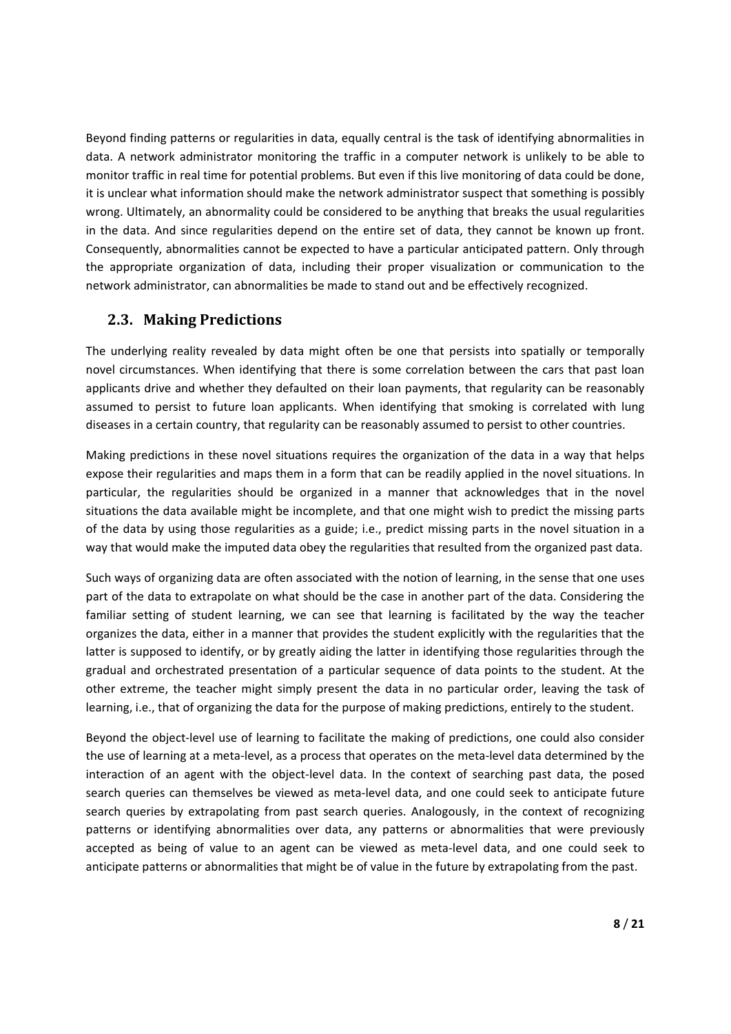Beyond finding patterns or regularities in data, equally central is the task of identifying abnormalities in data. A network administrator monitoring the traffic in a computer network is unlikely to be able to monitor traffic in real time for potential problems. But even if this live monitoring of data could be done, it is unclear what information should make the network administrator suspect that something is possibly wrong. Ultimately, an abnormality could be considered to be anything that breaks the usual regularities in the data. And since regularities depend on the entire set of data, they cannot be known up front. Consequently, abnormalities cannot be expected to have a particular anticipated pattern. Only through the appropriate organization of data, including their proper visualization or communication to the network administrator, can abnormalities be made to stand out and be effectively recognized.

## 2.3. Making Predictions

The underlying reality revealed by data might often be one that persists into spatially or temporally novel circumstances. When identifying that there is some correlation between the cars that past loan applicants drive and whether they defaulted on their loan payments, that regularity can be reasonably assumed to persist to future loan applicants. When identifying that smoking is correlated with lung diseases in a certain country, that regularity can be reasonably assumed to persist to other countries.

Making predictions in these novel situations requires the organization of the data in a way that helps expose their regularities and maps them in a form that can be readily applied in the novel situations. In particular, the regularities should be organized in a manner that acknowledges that in the novel situations the data available might be incomplete, and that one might wish to predict the missing parts of the data by using those regularities as a guide; i.e., predict missing parts in the novel situation in a way that would make the imputed data obey the regularities that resulted from the organized past data.

Such ways of organizing data are often associated with the notion of learning, in the sense that one uses part of the data to extrapolate on what should be the case in another part of the data. Considering the familiar setting of student learning, we can see that learning is facilitated by the way the teacher organizes the data, either in a manner that provides the student explicitly with the regularities that the latter is supposed to identify, or by greatly aiding the latter in identifying those regularities through the gradual and orchestrated presentation of a particular sequence of data points to the student. At the other extreme, the teacher might simply present the data in no particular order, leaving the task of learning, i.e., that of organizing the data for the purpose of making predictions, entirely to the student.

Beyond the object-level use of learning to facilitate the making of predictions, one could also consider the use of learning at a meta-level, as a process that operates on the meta-level data determined by the interaction of an agent with the object-level data. In the context of searching past data, the posed search queries can themselves be viewed as meta-level data, and one could seek to anticipate future search queries by extrapolating from past search queries. Analogously, in the context of recognizing patterns or identifying abnormalities over data, any patterns or abnormalities that were previously accepted as being of value to an agent can be viewed as meta-level data, and one could seek to anticipate patterns or abnormalities that might be of value in the future by extrapolating from the past.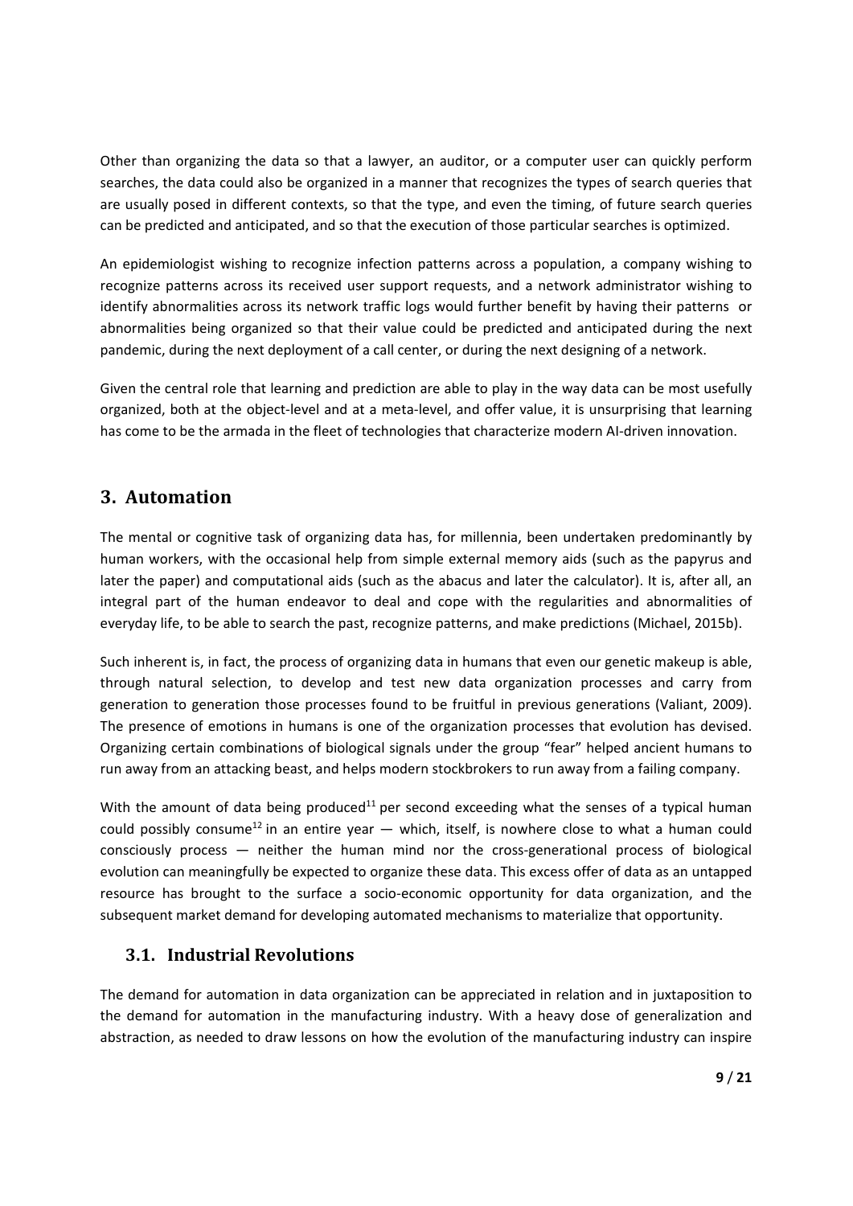Other than organizing the data so that a lawyer, an auditor, or a computer user can quickly perform searches, the data could also be organized in a manner that recognizes the types of search queries that are usually posed in different contexts, so that the type, and even the timing, of future search queries can be predicted and anticipated, and so that the execution of those particular searches is optimized.

An epidemiologist wishing to recognize infection patterns across a population, a company wishing to recognize patterns across its received user support requests, and a network administrator wishing to identify abnormalities across its network traffic logs would further benefit by having their patterns or abnormalities being organized so that their value could be predicted and anticipated during the next pandemic, during the next deployment of a call center, or during the next designing of a network.

Given the central role that learning and prediction are able to play in the way data can be most usefully organized, both at the object-level and at a meta-level, and offer value, it is unsurprising that learning has come to be the armada in the fleet of technologies that characterize modern AI-driven innovation.

## 3. Automation

The mental or cognitive task of organizing data has, for millennia, been undertaken predominantly by human workers, with the occasional help from simple external memory aids (such as the papyrus and later the paper) and computational aids (such as the abacus and later the calculator). It is, after all, an integral part of the human endeavor to deal and cope with the regularities and abnormalities of everyday life, to be able to search the past, recognize patterns, and make predictions (Michael, 2015b).

Such inherent is, in fact, the process of organizing data in humans that even our genetic makeup is able, through natural selection, to develop and test new data organization processes and carry from generation to generation those processes found to be fruitful in previous generations (Valiant, 2009). The presence of emotions in humans is one of the organization processes that evolution has devised. Organizing certain combinations of biological signals under the group "fear" helped ancient humans to run away from an attacking beast, and helps modern stockbrokers to run away from a failing company.

With the amount of data being produced[11] per second exceeding what the senses of a typical human could possibly consume[12] in an entire year — which, itself, is nowhere close to what a human could consciously process — neither the human mind nor the cross-generational process of biological evolution can meaningfully be expected to organize these data. This excess offer of data as an untapped resource has brought to the surface a socio-economic opportunity for data organization, and the subsequent market demand for developing automated mechanisms to materialize that opportunity.

### 3.1. Industrial Revolutions

The demand for automation in data organization can be appreciated in relation and in juxtaposition to the demand for automation in the manufacturing industry. With a heavy dose of generalization and abstraction, as needed to draw lessons on how the evolution of the manufacturing industry can inspire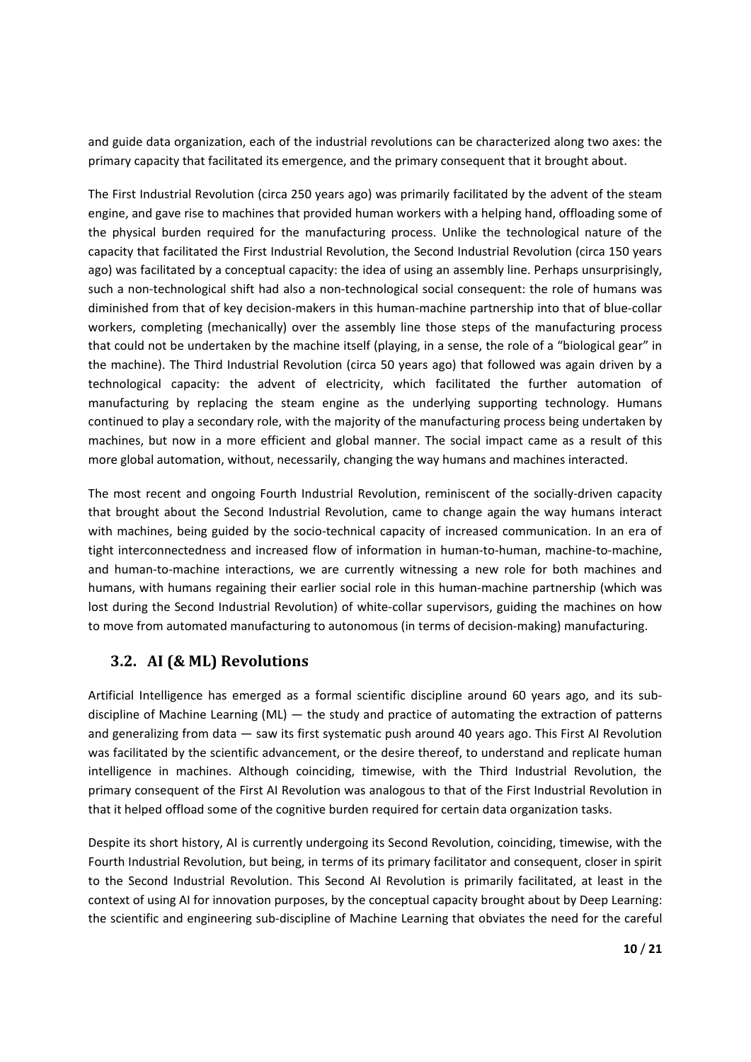and guide data organization, each of the industrial revolutions can be characterized along two axes: the primary capacity that facilitated its emergence, and the primary consequent that it brought about.

The First Industrial Revolution (circa 250 years ago) was primarily facilitated by the advent of the steam engine, and gave rise to machines that provided human workers with a helping hand, offloading some of the physical burden required for the manufacturing process. Unlike the technological nature of the capacity that facilitated the First Industrial Revolution, the Second Industrial Revolution (circa 150 years ago) was facilitated by a conceptual capacity: the idea of using an assembly line. Perhaps unsurprisingly, such a non-technological shift had also a non-technological social consequent: the role of humans was diminished from that of key decision-makers in this human-machine partnership into that of blue-collar workers, completing (mechanically) over the assembly line those steps of the manufacturing process that could not be undertaken by the machine itself (playing, in a sense, the role of a "biological gear" in the machine). The Third Industrial Revolution (circa 50 years ago) that followed was again driven by a technological capacity: the advent of electricity, which facilitated the further automation of manufacturing by replacing the steam engine as the underlying supporting technology. Humans continued to play a secondary role, with the majority of the manufacturing process being undertaken by machines, but now in a more efficient and global manner. The social impact came as a result of this more global automation, without, necessarily, changing the way humans and machines interacted.

The most recent and ongoing Fourth Industrial Revolution, reminiscent of the socially-driven capacity that brought about the Second Industrial Revolution, came to change again the way humans interact with machines, being guided by the socio-technical capacity of increased communication. In an era of tight interconnectedness and increased flow of information in human-to-human, machine-to-machine, and human-to-machine interactions, we are currently witnessing a new role for both machines and humans, with humans regaining their earlier social role in this human-machine partnership (which was lost during the Second Industrial Revolution) of white-collar supervisors, guiding the machines on how to move from automated manufacturing to autonomous (in terms of decision-making) manufacturing.

## 3.2. AI (& ML) Revolutions

Artificial Intelligence has emerged as a formal scientific discipline around 60 years ago, and its sub-discipline of Machine Learning (ML) — the study and practice of automating the extraction of patterns and generalizing from data — saw its first systematic push around 40 years ago. This First AI Revolution was facilitated by the scientific advancement, or the desire thereof, to understand and replicate human intelligence in machines. Although coinciding, timewise, with the Third Industrial Revolution, the primary consequent of the First AI Revolution was analogous to that of the First Industrial Revolution in that it helped offload some of the cognitive burden required for certain data organization tasks.

Despite its short history, AI is currently undergoing its Second Revolution, coinciding, timewise, with the Fourth Industrial Revolution, but being, in terms of its primary facilitator and consequent, closer in spirit to the Second Industrial Revolution. This Second AI Revolution is primarily facilitated, at least in the context of using AI for innovation purposes, by the conceptual capacity brought about by Deep Learning: the scientific and engineering sub-discipline of Machine Learning that obviates the need for the careful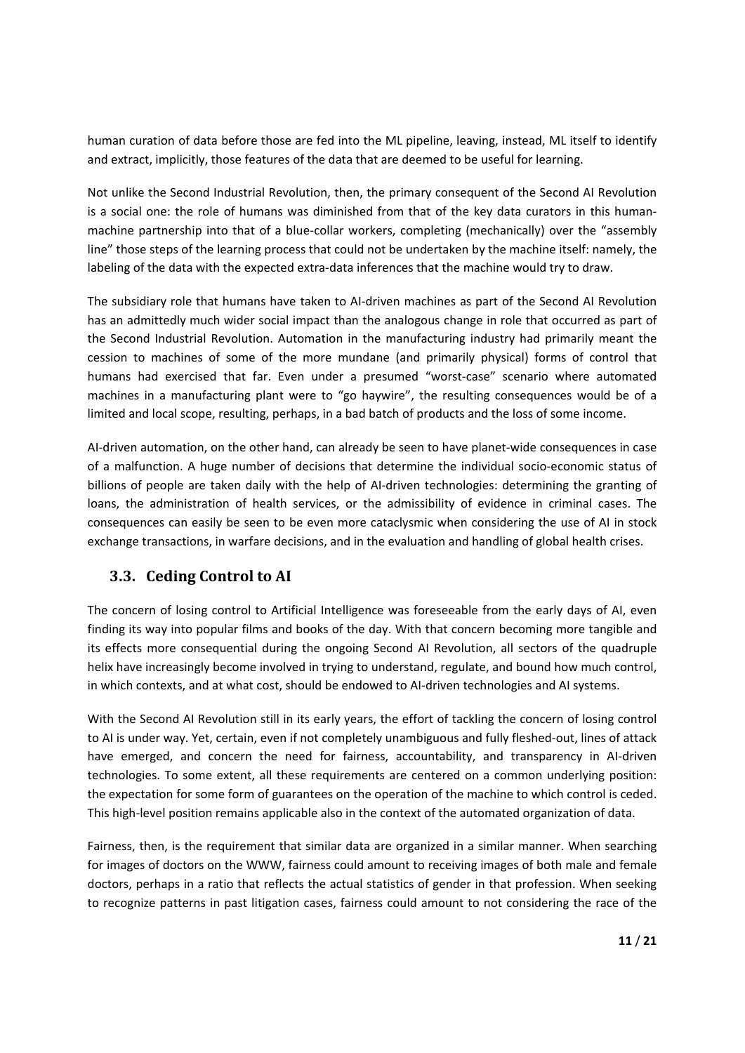human curation of data before those are fed into the ML pipeline, leaving, instead, ML itself to identify and extract, implicitly, those features of the data that are deemed to be useful for learning.

Not unlike the Second Industrial Revolution, then, the primary consequent of the Second AI Revolution is a social one: the role of humans was diminished from that of the key data curators in this human-machine partnership into that of a blue-collar workers, completing (mechanically) over the "assembly line" those steps of the learning process that could not be undertaken by the machine itself: namely, the labeling of the data with the expected extra-data inferences that the machine would try to draw.

The subsidiary role that humans have taken to AI-driven machines as part of the Second AI Revolution has an admittedly much wider social impact than the analogous change in role that occurred as part of the Second Industrial Revolution. Automation in the manufacturing industry had primarily meant the cession to machines of some of the more mundane (and primarily physical) forms of control that humans had exercised that far. Even under a presumed "worst-case" scenario where automated machines in a manufacturing plant were to "go haywire", the resulting consequences would be of a limited and local scope, resulting, perhaps, in a bad batch of products and the loss of some income.

AI-driven automation, on the other hand, can already be seen to have planet-wide consequences in case of a malfunction. A huge number of decisions that determine the individual socio-economic status of billions of people are taken daily with the help of AI-driven technologies: determining the granting of loans, the administration of health services, or the admissibility of evidence in criminal cases. The consequences can easily be seen to be even more cataclysmic when considering the use of AI in stock exchange transactions, in warfare decisions, and in the evaluation and handling of global health crises.

## 3.3. Ceding Control to AI

The concern of losing control to Artificial Intelligence was foreseeable from the early days of AI, even finding its way into popular films and books of the day. With that concern becoming more tangible and its effects more consequential during the ongoing Second AI Revolution, all sectors of the quadruple helix have increasingly become involved in trying to understand, regulate, and bound how much control, in which contexts, and at what cost, should be endowed to AI-driven technologies and AI systems.

With the Second AI Revolution still in its early years, the effort of tackling the concern of losing control to AI is under way. Yet, certain, even if not completely unambiguous and fully fleshed-out, lines of attack have emerged, and concern the need for fairness, accountability, and transparency in AI-driven technologies. To some extent, all these requirements are centered on a common underlying position: the expectation for some form of guarantees on the operation of the machine to which control is ceded. This high-level position remains applicable also in the context of the automated organization of data.

Fairness, then, is the requirement that similar data are organized in a similar manner. When searching for images of doctors on the WWW, fairness could amount to receiving images of both male and female doctors, perhaps in a ratio that reflects the actual statistics of gender in that profession. When seeking to recognize patterns in past litigation cases, fairness could amount to not considering the race of the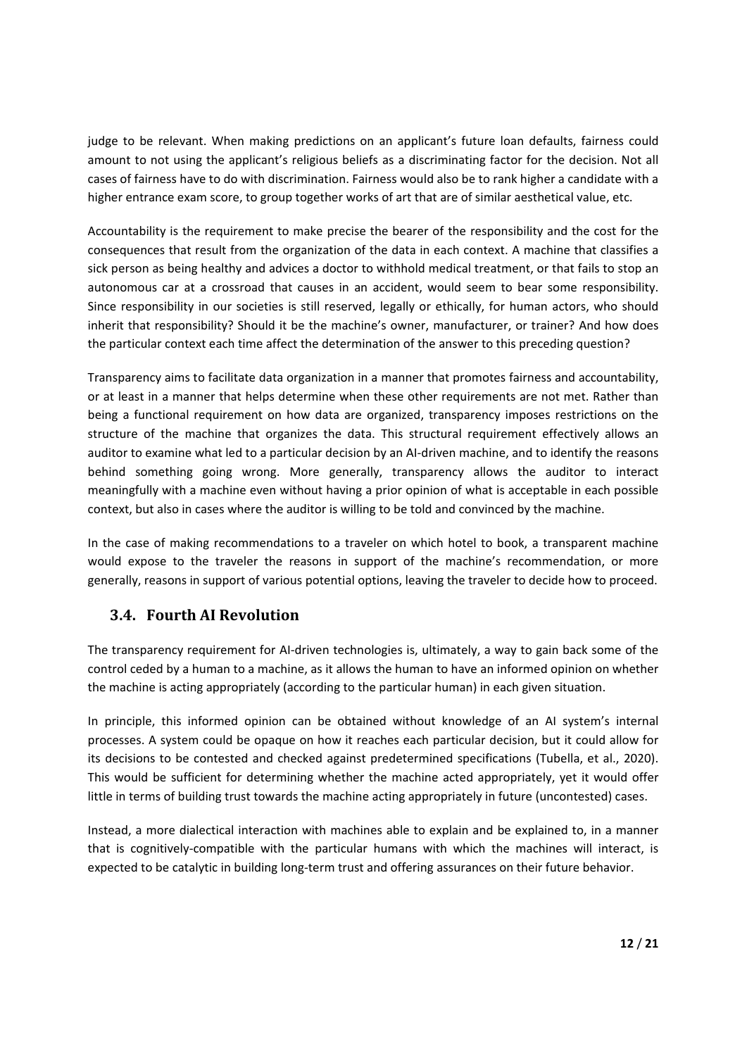judge to be relevant. When making predictions on an applicant's future loan defaults, fairness could amount to not using the applicant's religious beliefs as a discriminating factor for the decision. Not all cases of fairness have to do with discrimination. Fairness would also be to rank higher a candidate with a higher entrance exam score, to group together works of art that are of similar aesthetical value, etc.

Accountability is the requirement to make precise the bearer of the responsibility and the cost for the consequences that result from the organization of the data in each context. A machine that classifies a sick person as being healthy and advices a doctor to withhold medical treatment, or that fails to stop an autonomous car at a crossroad that causes in an accident, would seem to bear some responsibility. Since responsibility in our societies is still reserved, legally or ethically, for human actors, who should inherit that responsibility? Should it be the machine's owner, manufacturer, or trainer? And how does the particular context each time affect the determination of the answer to this preceding question?

Transparency aims to facilitate data organization in a manner that promotes fairness and accountability, or at least in a manner that helps determine when these other requirements are not met. Rather than being a functional requirement on how data are organized, transparency imposes restrictions on the structure of the machine that organizes the data. This structural requirement effectively allows an auditor to examine what led to a particular decision by an AI-driven machine, and to identify the reasons behind something going wrong. More generally, transparency allows the auditor to interact meaningfully with a machine even without having a prior opinion of what is acceptable in each possible context, but also in cases where the auditor is willing to be told and convinced by the machine.

In the case of making recommendations to a traveler on which hotel to book, a transparent machine would expose to the traveler the reasons in support of the machine's recommendation, or more generally, reasons in support of various potential options, leaving the traveler to decide how to proceed.

## 3.4. Fourth AI Revolution

The transparency requirement for AI-driven technologies is, ultimately, a way to gain back some of the control ceded by a human to a machine, as it allows the human to have an informed opinion on whether the machine is acting appropriately (according to the particular human) in each given situation.

In principle, this informed opinion can be obtained without knowledge of an AI system's internal processes. A system could be opaque on how it reaches each particular decision, but it could allow for its decisions to be contested and checked against predetermined specifications (Tubella, et al., 2020). This would be sufficient for determining whether the machine acted appropriately, yet it would offer little in terms of building trust towards the machine acting appropriately in future (uncontested) cases.

Instead, a more dialectical interaction with machines able to explain and be explained to, in a manner that is cognitively-compatible with the particular humans with which the machines will interact, is expected to be catalytic in building long-term trust and offering assurances on their future behavior.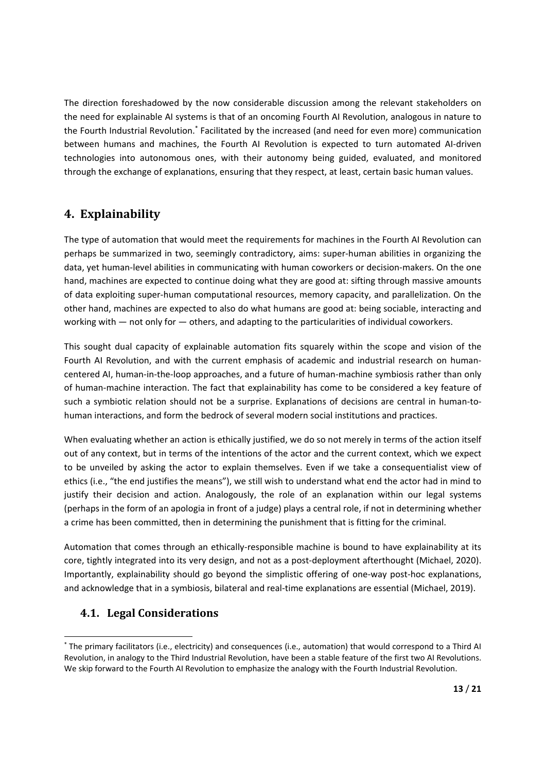The direction foreshadowed by the now considerable discussion among the relevant stakeholders on the need for explainable AI systems is that of an oncoming Fourth AI Revolution, analogous in nature to the Fourth Industrial Revolution.[*] Facilitated by the increased (and need for even more) communication between humans and machines, the Fourth AI Revolution is expected to turn automated AI-driven technologies into autonomous ones, with their autonomy being guided, evaluated, and monitored through the exchange of explanations, ensuring that they respect, at least, certain basic human values.

## 4. Explainability

The type of automation that would meet the requirements for machines in the Fourth AI Revolution can perhaps be summarized in two, seemingly contradictory, aims: super-human abilities in organizing the data, yet human-level abilities in communicating with human coworkers or decision-makers. On the one hand, machines are expected to continue doing what they are good at: sifting through massive amounts of data exploiting super-human computational resources, memory capacity, and parallelization. On the other hand, machines are expected to also do what humans are good at: being sociable, interacting and working with — not only for — others, and adapting to the particularities of individual coworkers.

This sought dual capacity of explainable automation fits squarely within the scope and vision of the Fourth AI Revolution, and with the current emphasis of academic and industrial research on human-centered AI, human-in-the-loop approaches, and a future of human-machine symbiosis rather than only of human-machine interaction. The fact that explainability has come to be considered a key feature of such a symbiotic relation should not be a surprise. Explanations of decisions are central in human-to-human interactions, and form the bedrock of several modern social institutions and practices.

When evaluating whether an action is ethically justified, we do so not merely in terms of the action itself out of any context, but in terms of the intentions of the actor and the current context, which we expect to be unveiled by asking the actor to explain themselves. Even if we take a consequentialist view of ethics (i.e., "the end justifies the means"), we still wish to understand what end the actor had in mind to justify their decision and action. Analogously, the role of an explanation within our legal systems (perhaps in the form of an apologia in front of a judge) plays a central role, if not in determining whether a crime has been committed, then in determining the punishment that is fitting for the criminal.

Automation that comes through an ethically-responsible machine is bound to have explainability at its core, tightly integrated into its very design, and not as a post-deployment afterthought (Michael, 2020). Importantly, explainability should go beyond the simplistic offering of one-way post-hoc explanations, and acknowledge that in a symbiosis, bilateral and real-time explanations are essential (Michael, 2019).

### 4.1. Legal Considerations

[*] The primary facilitators (i.e., electricity) and consequences (i.e., automation) that would correspond to a Third AI Revolution, in analogy to the Third Industrial Revolution, have been a stable feature of the first two AI Revolutions. We skip forward to the Fourth AI Revolution to emphasize the analogy with the Fourth Industrial Revolution.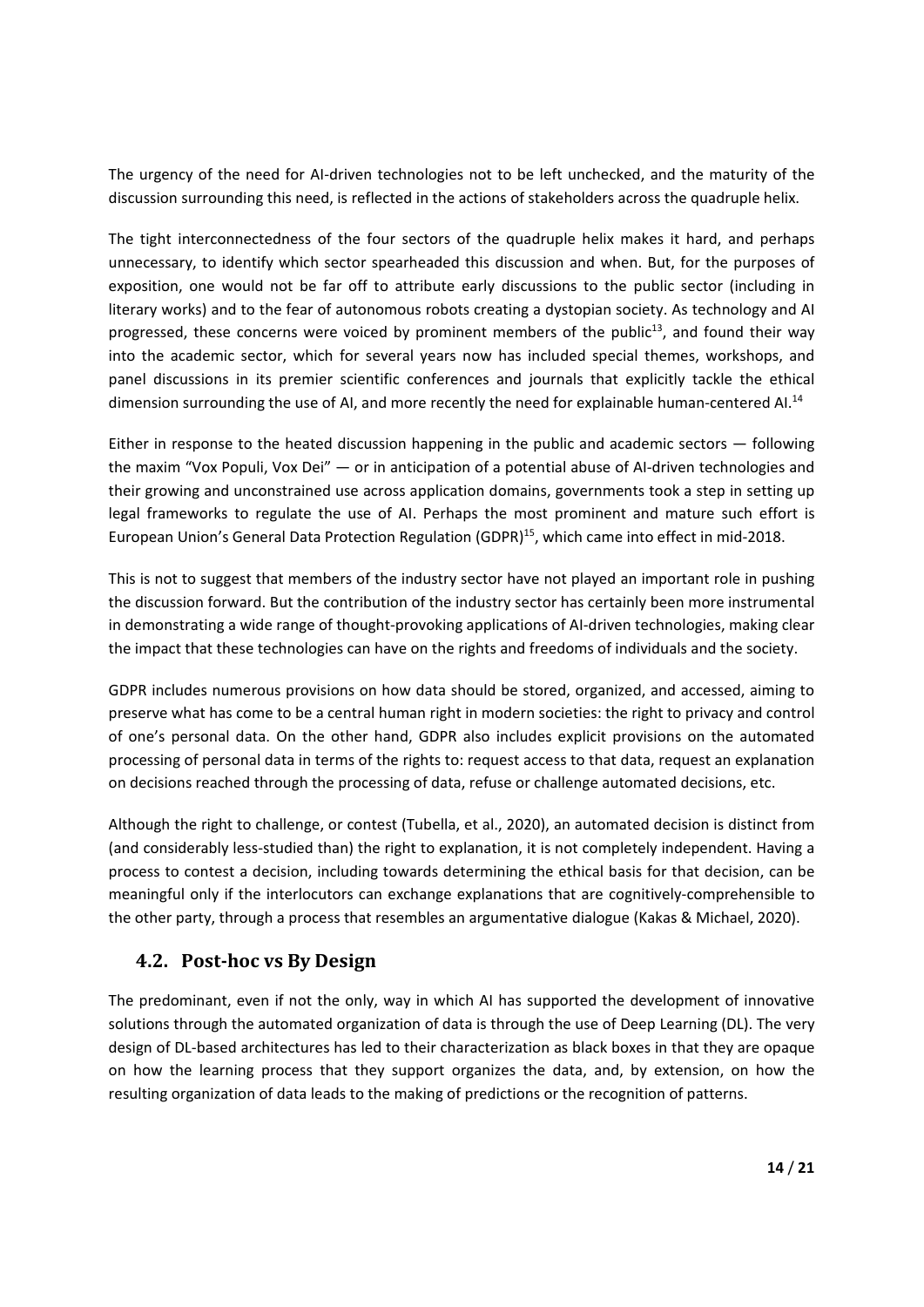The urgency of the need for AI-driven technologies not to be left unchecked, and the maturity of the discussion surrounding this need, is reflected in the actions of stakeholders across the quadruple helix.

The tight interconnectedness of the four sectors of the quadruple helix makes it hard, and perhaps unnecessary, to identify which sector spearheaded this discussion and when. But, for the purposes of exposition, one would not be far off to attribute early discussions to the public sector (including in literary works) and to the fear of autonomous robots creating a dystopian society. As technology and AI progressed, these concerns were voiced by prominent members of the public[13], and found their way into the academic sector, which for several years now has included special themes, workshops, and panel discussions in its premier scientific conferences and journals that explicitly tackle the ethical dimension surrounding the use of AI, and more recently the need for explainable human-centered AI.[14]

Either in response to the heated discussion happening in the public and academic sectors — following the maxim "Vox Populi, Vox Dei" — or in anticipation of a potential abuse of AI-driven technologies and their growing and unconstrained use across application domains, governments took a step in setting up legal frameworks to regulate the use of AI. Perhaps the most prominent and mature such effort is European Union's General Data Protection Regulation (GDPR)[15], which came into effect in mid-2018.

This is not to suggest that members of the industry sector have not played an important role in pushing the discussion forward. But the contribution of the industry sector has certainly been more instrumental in demonstrating a wide range of thought-provoking applications of AI-driven technologies, making clear the impact that these technologies can have on the rights and freedoms of individuals and the society.

GDPR includes numerous provisions on how data should be stored, organized, and accessed, aiming to preserve what has come to be a central human right in modern societies: the right to privacy and control of one's personal data. On the other hand, GDPR also includes explicit provisions on the automated processing of personal data in terms of the rights to: request access to that data, request an explanation on decisions reached through the processing of data, refuse or challenge automated decisions, etc.

Although the right to challenge, or contest (Tubella, et al., 2020), an automated decision is distinct from (and considerably less-studied than) the right to explanation, it is not completely independent. Having a process to contest a decision, including towards determining the ethical basis for that decision, can be meaningful only if the interlocutors can exchange explanations that are cognitively-comprehensible to the other party, through a process that resembles an argumentative dialogue (Kakas & Michael, 2020).

## 4.2. Post-hoc vs By Design

The predominant, even if not the only, way in which AI has supported the development of innovative solutions through the automated organization of data is through the use of Deep Learning (DL). The very design of DL-based architectures has led to their characterization as black boxes in that they are opaque on how the learning process that they support organizes the data, and, by extension, on how the resulting organization of data leads to the making of predictions or the recognition of patterns.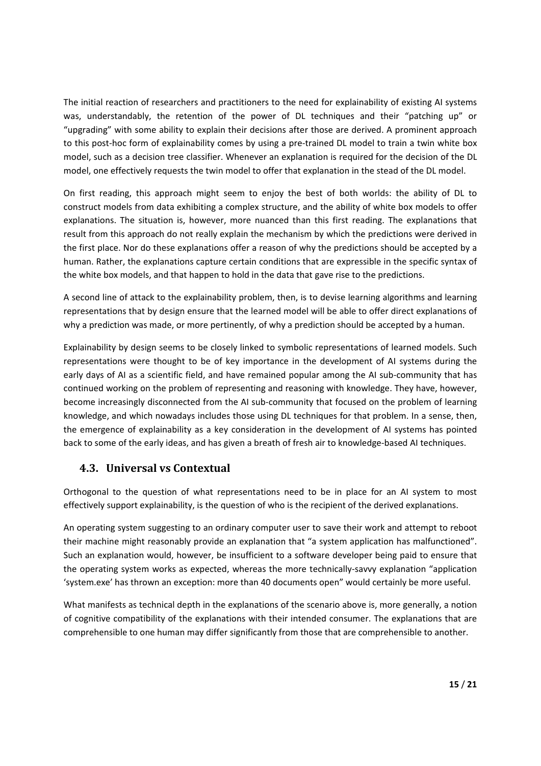The initial reaction of researchers and practitioners to the need for explainability of existing AI systems was, understandably, the retention of the power of DL techniques and their "patching up" or "upgrading" with some ability to explain their decisions after those are derived. A prominent approach to this post-hoc form of explainability comes by using a pre-trained DL model to train a twin white box model, such as a decision tree classifier. Whenever an explanation is required for the decision of the DL model, one effectively requests the twin model to offer that explanation in the stead of the DL model.

On first reading, this approach might seem to enjoy the best of both worlds: the ability of DL to construct models from data exhibiting a complex structure, and the ability of white box models to offer explanations. The situation is, however, more nuanced than this first reading. The explanations that result from this approach do not really explain the mechanism by which the predictions were derived in the first place. Nor do these explanations offer a reason of why the predictions should be accepted by a human. Rather, the explanations capture certain conditions that are expressible in the specific syntax of the white box models, and that happen to hold in the data that gave rise to the predictions.

A second line of attack to the explainability problem, then, is to devise learning algorithms and learning representations that by design ensure that the learned model will be able to offer direct explanations of why a prediction was made, or more pertinently, of why a prediction should be accepted by a human.

Explainability by design seems to be closely linked to symbolic representations of learned models. Such representations were thought to be of key importance in the development of AI systems during the early days of AI as a scientific field, and have remained popular among the AI sub-community that has continued working on the problem of representing and reasoning with knowledge. They have, however, become increasingly disconnected from the AI sub-community that focused on the problem of learning knowledge, and which nowadays includes those using DL techniques for that problem. In a sense, then, the emergence of explainability as a key consideration in the development of AI systems has pointed back to some of the early ideas, and has given a breath of fresh air to knowledge-based AI techniques.

## 4.3. Universal vs Contextual

Orthogonal to the question of what representations need to be in place for an AI system to most effectively support explainability, is the question of who is the recipient of the derived explanations.

An operating system suggesting to an ordinary computer user to save their work and attempt to reboot their machine might reasonably provide an explanation that "a system application has malfunctioned". Such an explanation would, however, be insufficient to a software developer being paid to ensure that the operating system works as expected, whereas the more technically-savvy explanation "application 'system.exe' has thrown an exception: more than 40 documents open" would certainly be more useful.

What manifests as technical depth in the explanations of the scenario above is, more generally, a notion of cognitive compatibility of the explanations with their intended consumer. The explanations that are comprehensible to one human may differ significantly from those that are comprehensible to another.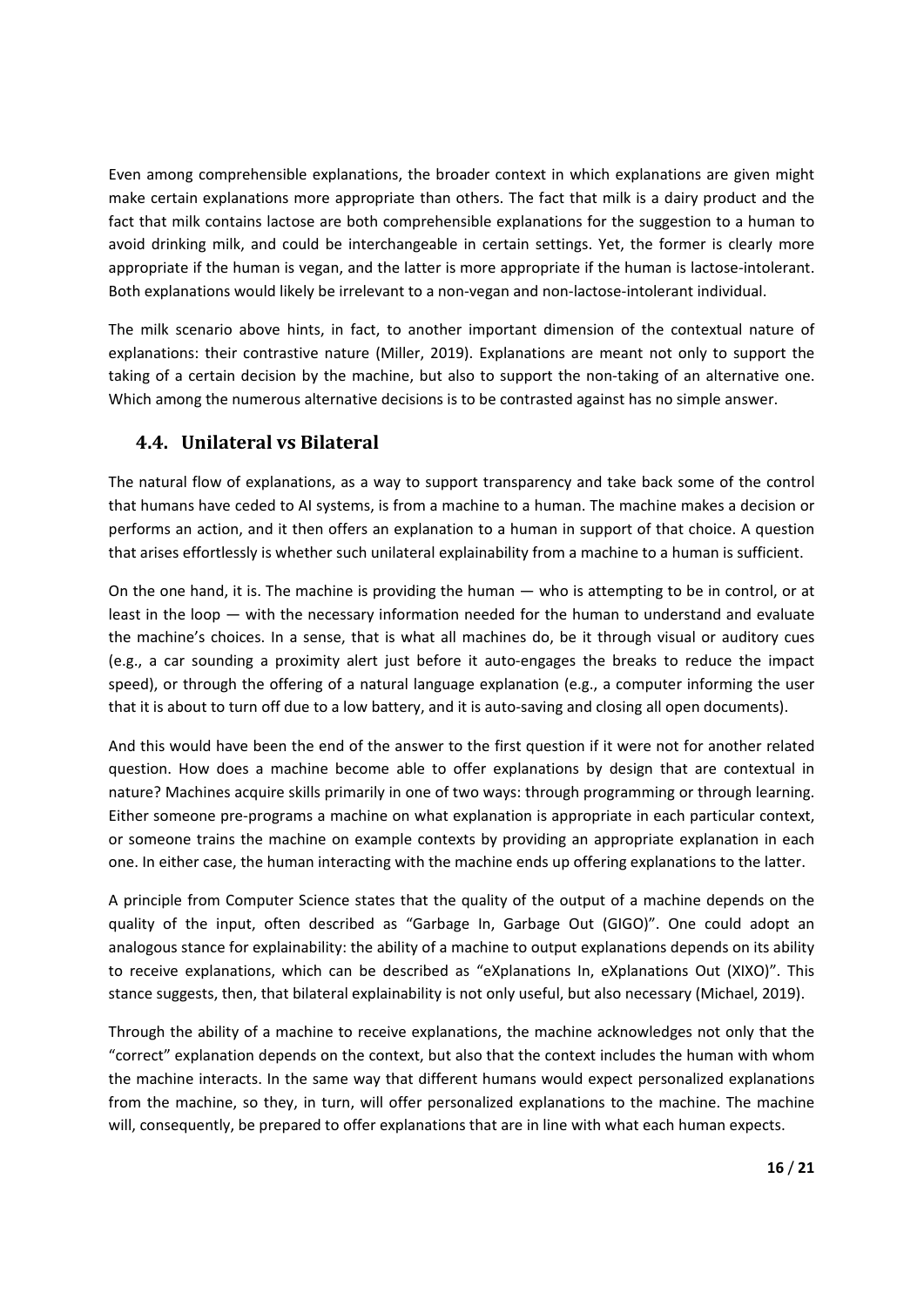Even among comprehensible explanations, the broader context in which explanations are given might make certain explanations more appropriate than others. The fact that milk is a dairy product and the fact that milk contains lactose are both comprehensible explanations for the suggestion to a human to avoid drinking milk, and could be interchangeable in certain settings. Yet, the former is clearly more appropriate if the human is vegan, and the latter is more appropriate if the human is lactose-intolerant. Both explanations would likely be irrelevant to a non-vegan and non-lactose-intolerant individual.

The milk scenario above hints, in fact, to another important dimension of the contextual nature of explanations: their contrastive nature (Miller, 2019). Explanations are meant not only to support the taking of a certain decision by the machine, but also to support the non-taking of an alternative one. Which among the numerous alternative decisions is to be contrasted against has no simple answer.

## 4.4. Unilateral vs Bilateral

The natural flow of explanations, as a way to support transparency and take back some of the control that humans have ceded to AI systems, is from a machine to a human. The machine makes a decision or performs an action, and it then offers an explanation to a human in support of that choice. A question that arises effortlessly is whether such unilateral explainability from a machine to a human is sufficient.

On the one hand, it is. The machine is providing the human — who is attempting to be in control, or at least in the loop — with the necessary information needed for the human to understand and evaluate the machine's choices. In a sense, that is what all machines do, be it through visual or auditory cues (e.g., a car sounding a proximity alert just before it auto-engages the breaks to reduce the impact speed), or through the offering of a natural language explanation (e.g., a computer informing the user that it is about to turn off due to a low battery, and it is auto-saving and closing all open documents).

And this would have been the end of the answer to the first question if it were not for another related question. How does a machine become able to offer explanations by design that are contextual in nature? Machines acquire skills primarily in one of two ways: through programming or through learning. Either someone pre-programs a machine on what explanation is appropriate in each particular context, or someone trains the machine on example contexts by providing an appropriate explanation in each one. In either case, the human interacting with the machine ends up offering explanations to the latter.

A principle from Computer Science states that the quality of the output of a machine depends on the quality of the input, often described as "Garbage In, Garbage Out (GIGO)". One could adopt an analogous stance for explainability: the ability of a machine to output explanations depends on its ability to receive explanations, which can be described as "eXplanations In, eXplanations Out (XIXO)". This stance suggests, then, that bilateral explainability is not only useful, but also necessary (Michael, 2019).

Through the ability of a machine to receive explanations, the machine acknowledges not only that the "correct" explanation depends on the context, but also that the context includes the human with whom the machine interacts. In the same way that different humans would expect personalized explanations from the machine, so they, in turn, will offer personalized explanations to the machine. The machine will, consequently, be prepared to offer explanations that are in line with what each human expects.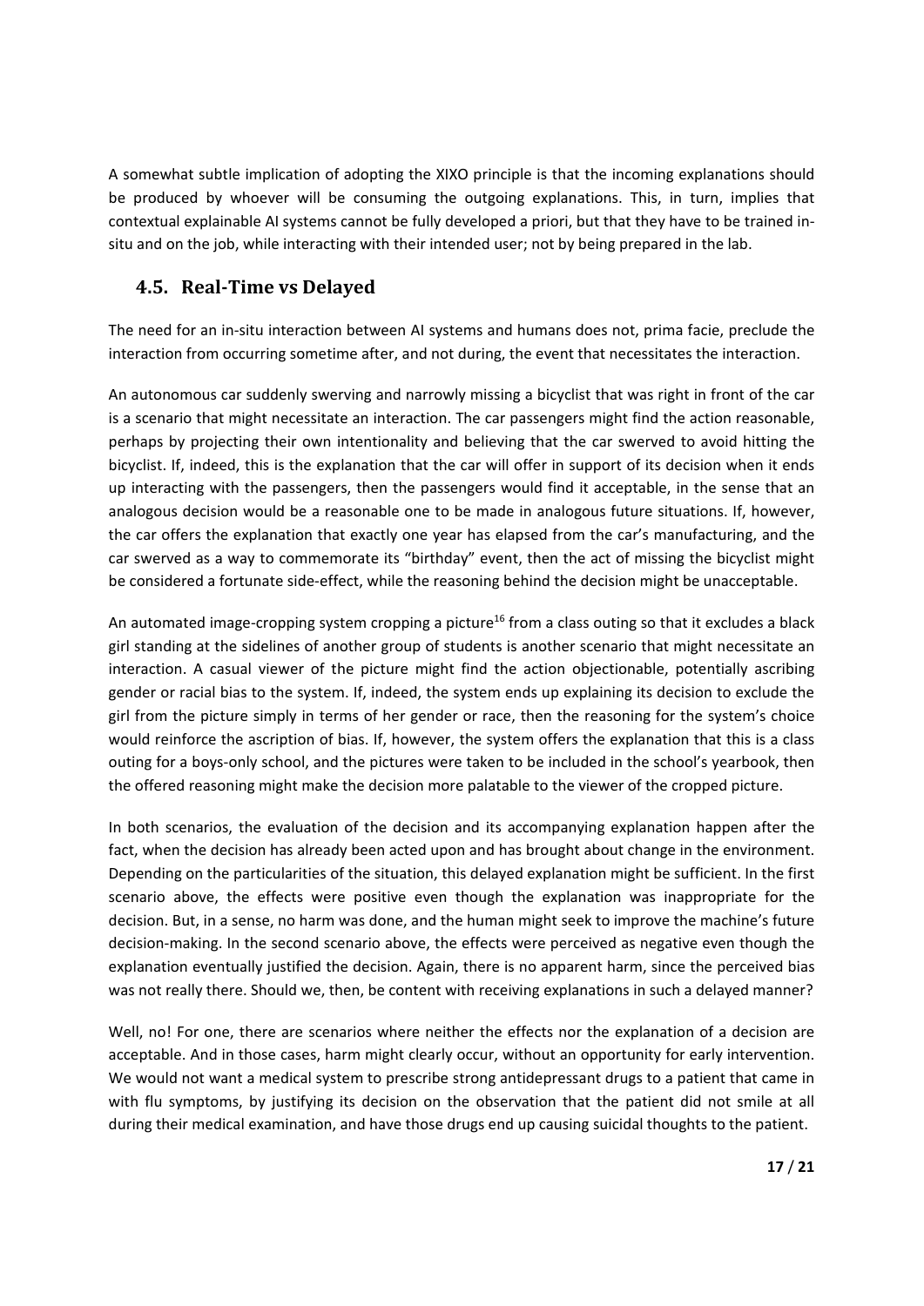A somewhat subtle implication of adopting the XIXO principle is that the incoming explanations should be produced by whoever will be consuming the outgoing explanations. This, in turn, implies that contextual explainable AI systems cannot be fully developed a priori, but that they have to be trained in-situ and on the job, while interacting with their intended user; not by being prepared in the lab.

## 4.5. Real-Time vs Delayed

The need for an in-situ interaction between AI systems and humans does not, prima facie, preclude the interaction from occurring sometime after, and not during, the event that necessitates the interaction.

An autonomous car suddenly swerving and narrowly missing a bicyclist that was right in front of the car is a scenario that might necessitate an interaction. The car passengers might find the action reasonable, perhaps by projecting their own intentionality and believing that the car swerved to avoid hitting the bicyclist. If, indeed, this is the explanation that the car will offer in support of its decision when it ends up interacting with the passengers, then the passengers would find it acceptable, in the sense that an analogous decision would be a reasonable one to be made in analogous future situations. If, however, the car offers the explanation that exactly one year has elapsed from the car's manufacturing, and the car swerved as a way to commemorate its "birthday" event, then the act of missing the bicyclist might be considered a fortunate side-effect, while the reasoning behind the decision might be unacceptable.

An automated image-cropping system cropping a picture[16] from a class outing so that it excludes a black girl standing at the sidelines of another group of students is another scenario that might necessitate an interaction. A casual viewer of the picture might find the action objectionable, potentially ascribing gender or racial bias to the system. If, indeed, the system ends up explaining its decision to exclude the girl from the picture simply in terms of her gender or race, then the reasoning for the system's choice would reinforce the ascription of bias. If, however, the system offers the explanation that this is a class outing for a boys-only school, and the pictures were taken to be included in the school's yearbook, then the offered reasoning might make the decision more palatable to the viewer of the cropped picture.

In both scenarios, the evaluation of the decision and its accompanying explanation happen after the fact, when the decision has already been acted upon and has brought about change in the environment. Depending on the particularities of the situation, this delayed explanation might be sufficient. In the first scenario above, the effects were positive even though the explanation was inappropriate for the decision. But, in a sense, no harm was done, and the human might seek to improve the machine's future decision-making. In the second scenario above, the effects were perceived as negative even though the explanation eventually justified the decision. Again, there is no apparent harm, since the perceived bias was not really there. Should we, then, be content with receiving explanations in such a delayed manner?

Well, no! For one, there are scenarios where neither the effects nor the explanation of a decision are acceptable. And in those cases, harm might clearly occur, without an opportunity for early intervention. We would not want a medical system to prescribe strong antidepressant drugs to a patient that came in with flu symptoms, by justifying its decision on the observation that the patient did not smile at all during their medical examination, and have those drugs end up causing suicidal thoughts to the patient.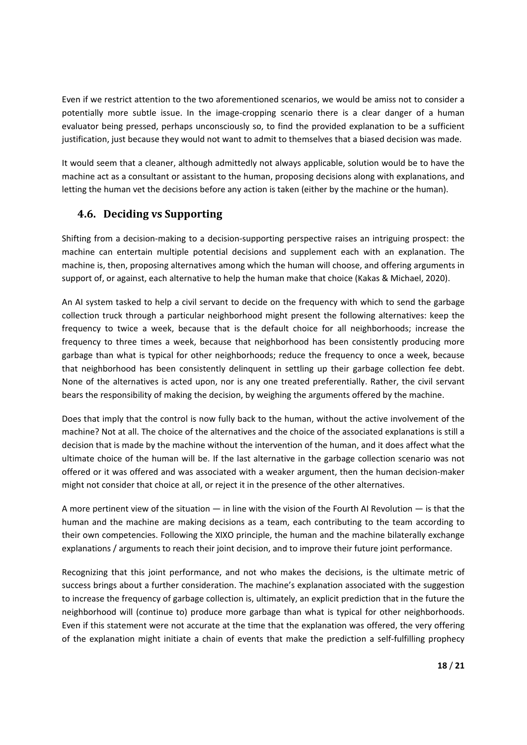Even if we restrict attention to the two aforementioned scenarios, we would be amiss not to consider a potentially more subtle issue. In the image-cropping scenario there is a clear danger of a human evaluator being pressed, perhaps unconsciously so, to find the provided explanation to be a sufficient justification, just because they would not want to admit to themselves that a biased decision was made.

It would seem that a cleaner, although admittedly not always applicable, solution would be to have the machine act as a consultant or assistant to the human, proposing decisions along with explanations, and letting the human vet the decisions before any action is taken (either by the machine or the human).

## 4.6. Deciding vs Supporting

Shifting from a decision-making to a decision-supporting perspective raises an intriguing prospect: the machine can entertain multiple potential decisions and supplement each with an explanation. The machine is, then, proposing alternatives among which the human will choose, and offering arguments in support of, or against, each alternative to help the human make that choice (Kakas & Michael, 2020).

An AI system tasked to help a civil servant to decide on the frequency with which to send the garbage collection truck through a particular neighborhood might present the following alternatives: keep the frequency to twice a week, because that is the default choice for all neighborhoods; increase the frequency to three times a week, because that neighborhood has been consistently producing more garbage than what is typical for other neighborhoods; reduce the frequency to once a week, because that neighborhood has been consistently delinquent in settling up their garbage collection fee debt. None of the alternatives is acted upon, nor is any one treated preferentially. Rather, the civil servant bears the responsibility of making the decision, by weighing the arguments offered by the machine.

Does that imply that the control is now fully back to the human, without the active involvement of the machine? Not at all. The choice of the alternatives and the choice of the associated explanations is still a decision that is made by the machine without the intervention of the human, and it does affect what the ultimate choice of the human will be. If the last alternative in the garbage collection scenario was not offered or it was offered and was associated with a weaker argument, then the human decision-maker might not consider that choice at all, or reject it in the presence of the other alternatives.

A more pertinent view of the situation — in line with the vision of the Fourth AI Revolution — is that the human and the machine are making decisions as a team, each contributing to the team according to their own competencies. Following the XIXO principle, the human and the machine bilaterally exchange explanations / arguments to reach their joint decision, and to improve their future joint performance.

Recognizing that this joint performance, and not who makes the decisions, is the ultimate metric of success brings about a further consideration. The machine's explanation associated with the suggestion to increase the frequency of garbage collection is, ultimately, an explicit prediction that in the future the neighborhood will (continue to) produce more garbage than what is typical for other neighborhoods. Even if this statement were not accurate at the time that the explanation was offered, the very offering of the explanation might initiate a chain of events that make the prediction a self-fulfilling prophecy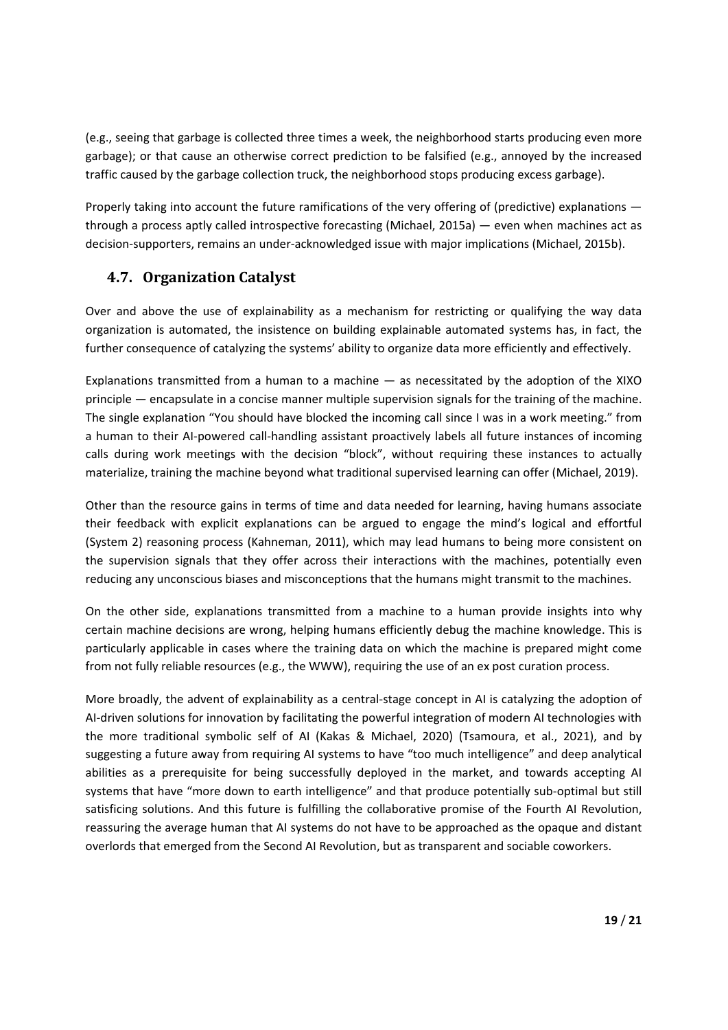(e.g., seeing that garbage is collected three times a week, the neighborhood starts producing even more garbage); or that cause an otherwise correct prediction to be falsified (e.g., annoyed by the increased traffic caused by the garbage collection truck, the neighborhood stops producing excess garbage).

Properly taking into account the future ramifications of the very offering of (predictive) explanations — through a process aptly called introspective forecasting (Michael, 2015a) — even when machines act as decision-supporters, remains an under-acknowledged issue with major implications (Michael, 2015b).

### 4.7. Organization Catalyst

Over and above the use of explainability as a mechanism for restricting or qualifying the way data organization is automated, the insistence on building explainable automated systems has, in fact, the further consequence of catalyzing the systems' ability to organize data more efficiently and effectively.

Explanations transmitted from a human to a machine — as necessitated by the adoption of the XIXO principle — encapsulate in a concise manner multiple supervision signals for the training of the machine. The single explanation "You should have blocked the incoming call since I was in a work meeting." from a human to their AI-powered call-handling assistant proactively labels all future instances of incoming calls during work meetings with the decision "block", without requiring these instances to actually materialize, training the machine beyond what traditional supervised learning can offer (Michael, 2019).

Other than the resource gains in terms of time and data needed for learning, having humans associate their feedback with explicit explanations can be argued to engage the mind's logical and effortful (System 2) reasoning process (Kahneman, 2011), which may lead humans to being more consistent on the supervision signals that they offer across their interactions with the machines, potentially even reducing any unconscious biases and misconceptions that the humans might transmit to the machines.

On the other side, explanations transmitted from a machine to a human provide insights into why certain machine decisions are wrong, helping humans efficiently debug the machine knowledge. This is particularly applicable in cases where the training data on which the machine is prepared might come from not fully reliable resources (e.g., the WWW), requiring the use of an ex post curation process.

More broadly, the advent of explainability as a central-stage concept in AI is catalyzing the adoption of AI-driven solutions for innovation by facilitating the powerful integration of modern AI technologies with the more traditional symbolic self of AI (Kakas & Michael, 2020) (Tsamoura, et al., 2021), and by suggesting a future away from requiring AI systems to have "too much intelligence" and deep analytical abilities as a prerequisite for being successfully deployed in the market, and towards accepting AI systems that have "more down to earth intelligence" and that produce potentially sub-optimal but still satisficing solutions. And this future is fulfilling the collaborative promise of the Fourth AI Revolution, reassuring the average human that AI systems do not have to be approached as the opaque and distant overlords that emerged from the Second AI Revolution, but as transparent and sociable coworkers.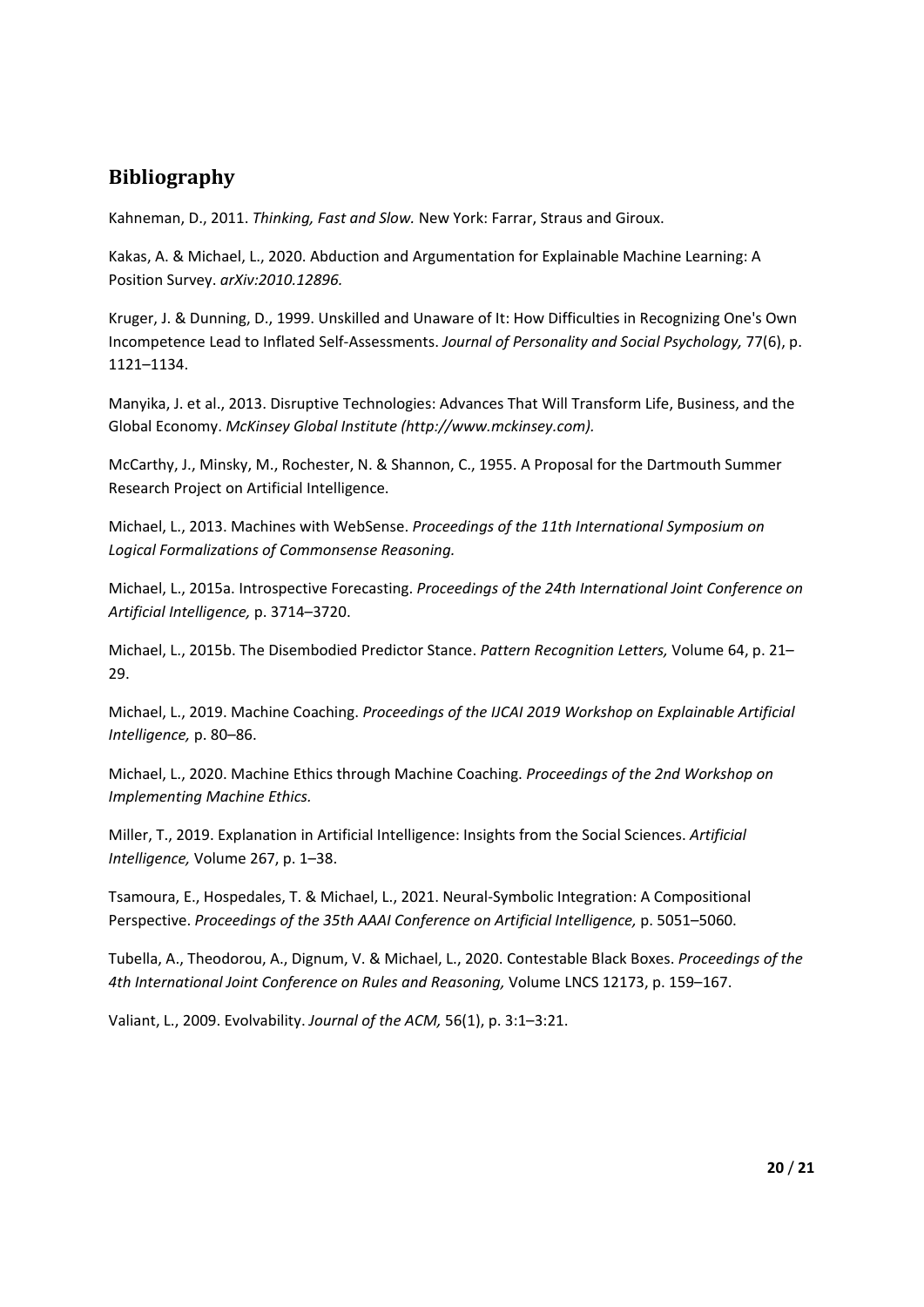## Bibliography

Kahneman, D., 2011. *Thinking, Fast and Slow.* New York: Farrar, Straus and Giroux.

Kakas, A. & Michael, L., 2020. Abduction and Argumentation for Explainable Machine Learning: A Position Survey. *arXiv:2010.12896.*

Kruger, J. & Dunning, D., 1999. Unskilled and Unaware of It: How Difficulties in Recognizing One's Own Incompetence Lead to Inflated Self-Assessments. *Journal of Personality and Social Psychology,* 77(6), p. 1121–1134.

Manyika, J. et al., 2013. Disruptive Technologies: Advances That Will Transform Life, Business, and the Global Economy. *McKinsey Global Institute (http://www.mckinsey.com).*

McCarthy, J., Minsky, M., Rochester, N. & Shannon, C., 1955. A Proposal for the Dartmouth Summer Research Project on Artificial Intelligence.

Michael, L., 2013. Machines with WebSense. *Proceedings of the 11th International Symposium on Logical Formalizations of Commonsense Reasoning.*

Michael, L., 2015a. Introspective Forecasting. *Proceedings of the 24th International Joint Conference on Artificial Intelligence,* p. 3714–3720.

Michael, L., 2015b. The Disembodied Predictor Stance. *Pattern Recognition Letters,* Volume 64, p. 21–29.

Michael, L., 2019. Machine Coaching. *Proceedings of the IJCAI 2019 Workshop on Explainable Artificial Intelligence,* p. 80–86.

Michael, L., 2020. Machine Ethics through Machine Coaching. *Proceedings of the 2nd Workshop on Implementing Machine Ethics.*

Miller, T., 2019. Explanation in Artificial Intelligence: Insights from the Social Sciences. *Artificial Intelligence,* Volume 267, p. 1–38.

Tsamoura, E., Hospedales, T. & Michael, L., 2021. Neural-Symbolic Integration: A Compositional Perspective. *Proceedings of the 35th AAAI Conference on Artificial Intelligence,* p. 5051–5060.

Tubella, A., Theodorou, A., Dignum, V. & Michael, L., 2020. Contestable Black Boxes. *Proceedings of the 4th International Joint Conference on Rules and Reasoning,* Volume LNCS 12173, p. 159–167.

Valiant, L., 2009. Evolvability. *Journal of the ACM,* 56(1), p. 3:1–3:21.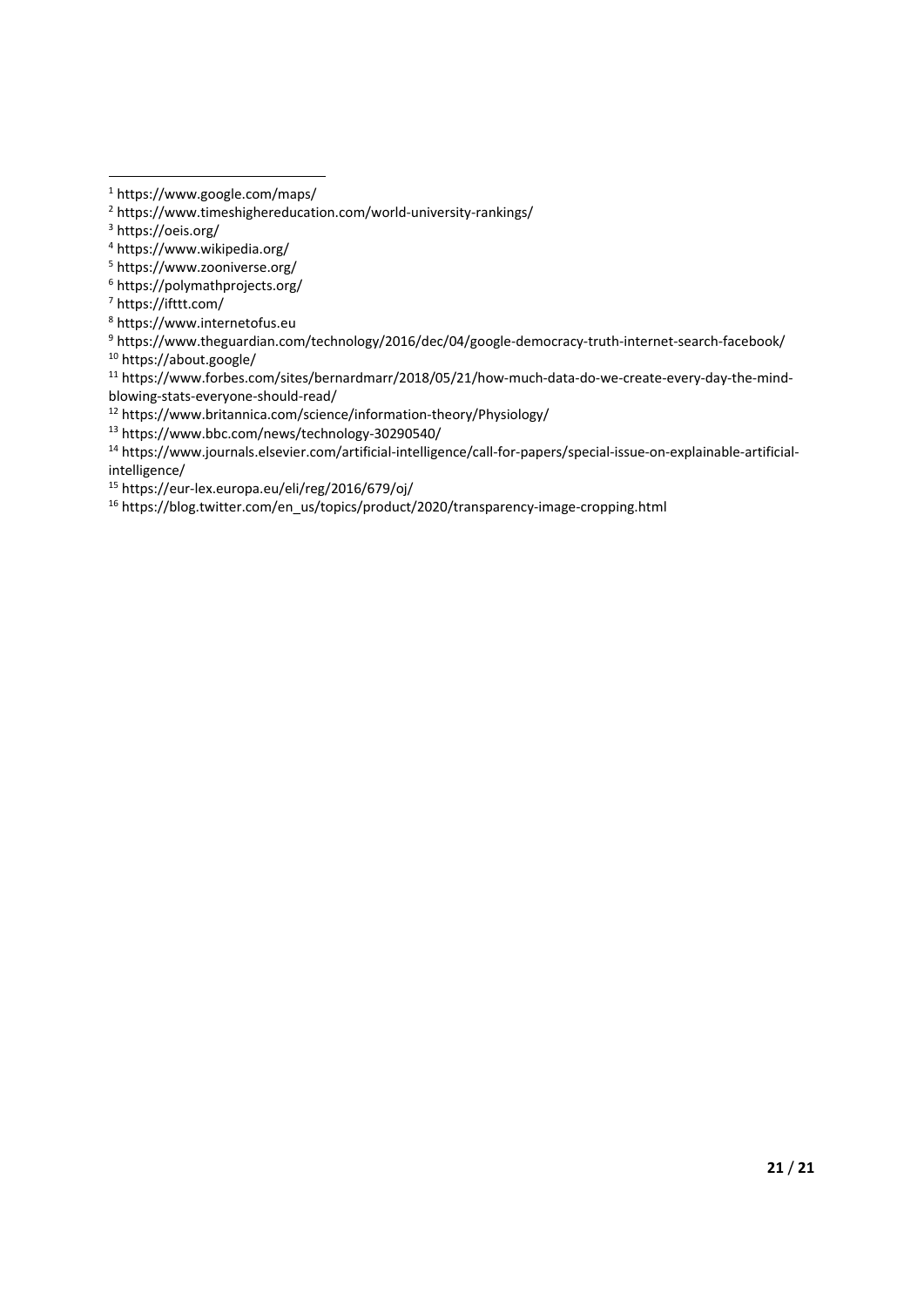[1] https://www.google.com/maps/

[2] https://www.timeshighereducation.com/world-university-rankings/

[3] https://oeis.org/

[4] https://www.wikipedia.org/

[5] https://www.zooniverse.org/

[6] https://polymathprojects.org/

[7] https://ifttt.com/

[8] https://www.internetofus.eu

[9] https://www.theguardian.com/technology/2016/dec/04/google-democracy-truth-internet-search-facebook/

[10] https://about.google/

[11] https://www.forbes.com/sites/bernardmarr/2018/05/21/how-much-data-do-we-create-every-day-the-mind-blowing-stats-everyone-should-read/

[12] https://www.britannica.com/science/information-theory/Physiology/

[13] https://www.bbc.com/news/technology-30290540/

[14] https://www.journals.elsevier.com/artificial-intelligence/call-for-papers/special-issue-on-explainable-artificial-intelligence/

[15] https://eur-lex.europa.eu/eli/reg/2016/679/oj/

[16] https://blog.twitter.com/en_us/topics/product/2020/transparency-image-cropping.html